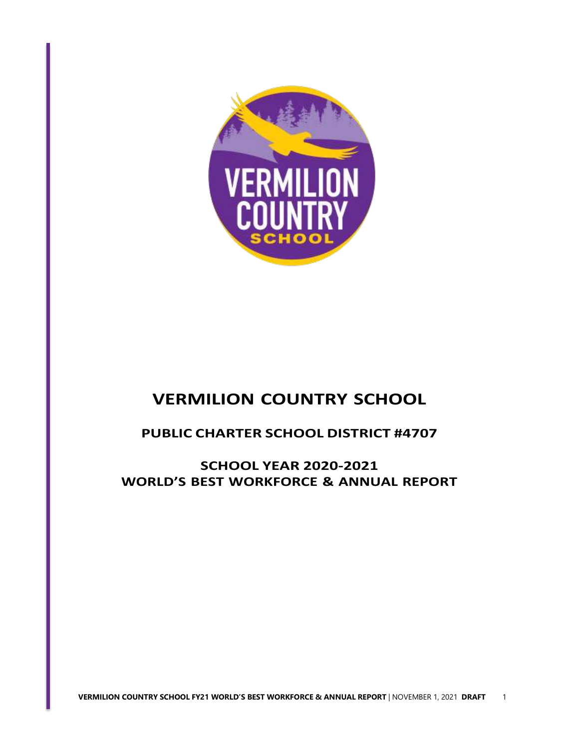# VERMILION COUNTRY SCHOOL

## PUBLIC CHARTER SCHOOL DISTRICT #4707

## SCHOOL YEAR 2020-2021
## WORLD'S BEST WORKFORCE & ANNUAL REPORT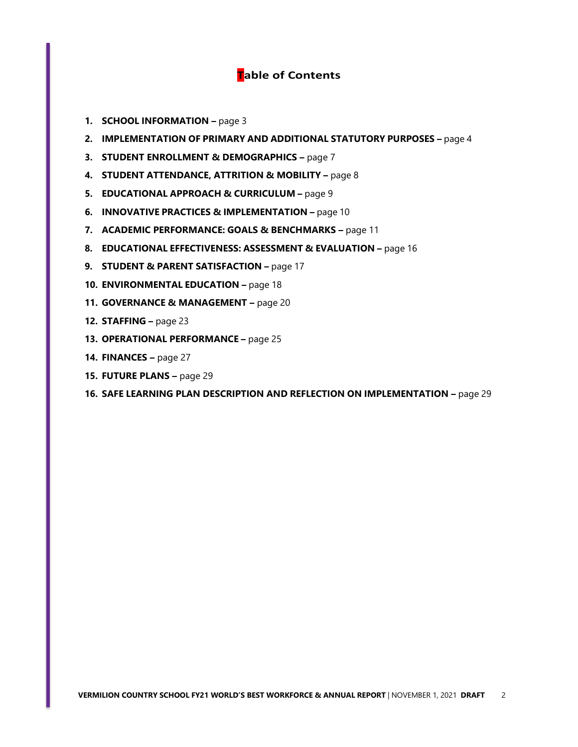# Table of Contents

1. **SCHOOL INFORMATION –** page 3
2. **IMPLEMENTATION OF PRIMARY AND ADDITIONAL STATUTORY PURPOSES –** page 4
3. **STUDENT ENROLLMENT & DEMOGRAPHICS –** page 7
4. **STUDENT ATTENDANCE, ATTRITION & MOBILITY –** page 8
5. **EDUCATIONAL APPROACH & CURRICULUM –** page 9
6. **INNOVATIVE PRACTICES & IMPLEMENTATION –** page 10
7. **ACADEMIC PERFORMANCE: GOALS & BENCHMARKS –** page 11
8. **EDUCATIONAL EFFECTIVENESS: ASSESSMENT & EVALUATION –** page 16
9. **STUDENT & PARENT SATISFACTION –** page 17
10. **ENVIRONMENTAL EDUCATION –** page 18
11. **GOVERNANCE & MANAGEMENT –** page 20
12. **STAFFING –** page 23
13. **OPERATIONAL PERFORMANCE –** page 25
14. **FINANCES –** page 27
15. **FUTURE PLANS –** page 29
16. **SAFE LEARNING PLAN DESCRIPTION AND REFLECTION ON IMPLEMENTATION –** page 29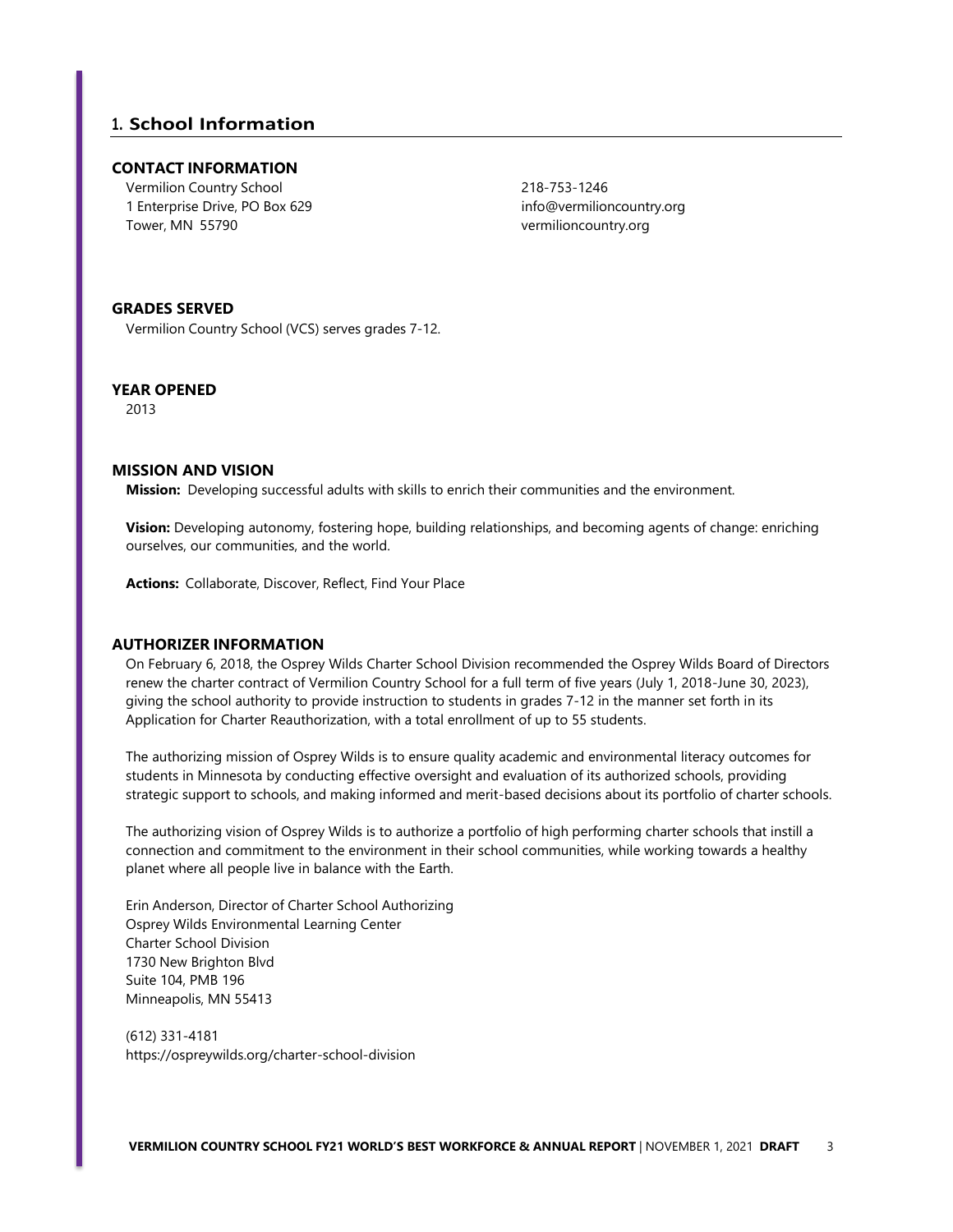## 1. School Information

### CONTACT INFORMATION

Vermilion Country School
1 Enterprise Drive, PO Box 629
Tower, MN 55790

218-753-1246
info@vermilioncountry.org
vermilioncountry.org

### GRADES SERVED

Vermilion Country School (VCS) serves grades 7-12.

### YEAR OPENED

2013

### MISSION AND VISION

**Mission:** Developing successful adults with skills to enrich their communities and the environment.

**Vision:** Developing autonomy, fostering hope, building relationships, and becoming agents of change: enriching ourselves, our communities, and the world.

**Actions:** Collaborate, Discover, Reflect, Find Your Place

### AUTHORIZER INFORMATION

On February 6, 2018, the Osprey Wilds Charter School Division recommended the Osprey Wilds Board of Directors renew the charter contract of Vermilion Country School for a full term of five years (July 1, 2018-June 30, 2023), giving the school authority to provide instruction to students in grades 7-12 in the manner set forth in its Application for Charter Reauthorization, with a total enrollment of up to 55 students.

The authorizing mission of Osprey Wilds is to ensure quality academic and environmental literacy outcomes for students in Minnesota by conducting effective oversight and evaluation of its authorized schools, providing strategic support to schools, and making informed and merit-based decisions about its portfolio of charter schools.

The authorizing vision of Osprey Wilds is to authorize a portfolio of high performing charter schools that instill a connection and commitment to the environment in their school communities, while working towards a healthy planet where all people live in balance with the Earth.

Erin Anderson, Director of Charter School Authorizing
Osprey Wilds Environmental Learning Center
Charter School Division
1730 New Brighton Blvd
Suite 104, PMB 196
Minneapolis, MN 55413

(612) 331-4181
https://ospreywilds.org/charter-school-division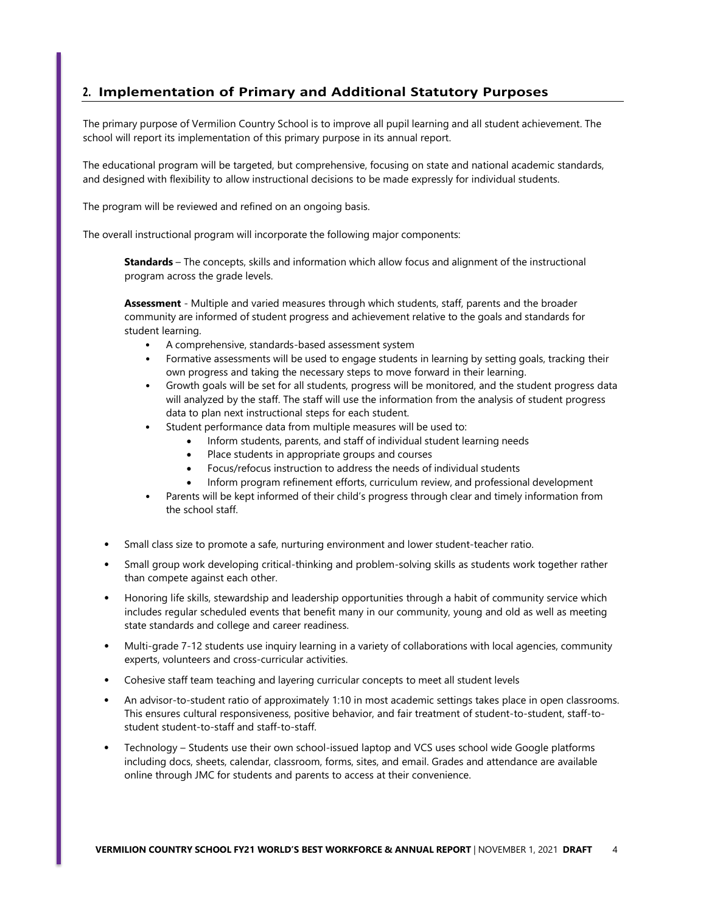## 2. Implementation of Primary and Additional Statutory Purposes

The primary purpose of Vermilion Country School is to improve all pupil learning and all student achievement. The school will report its implementation of this primary purpose in its annual report.

The educational program will be targeted, but comprehensive, focusing on state and national academic standards, and designed with flexibility to allow instructional decisions to be made expressly for individual students.

The program will be reviewed and refined on an ongoing basis.

The overall instructional program will incorporate the following major components:

**Standards** – The concepts, skills and information which allow focus and alignment of the instructional program across the grade levels.

**Assessment** - Multiple and varied measures through which students, staff, parents and the broader community are informed of student progress and achievement relative to the goals and standards for student learning.

- A comprehensive, standards-based assessment system
- Formative assessments will be used to engage students in learning by setting goals, tracking their own progress and taking the necessary steps to move forward in their learning.
- Growth goals will be set for all students, progress will be monitored, and the student progress data will analyzed by the staff. The staff will use the information from the analysis of student progress data to plan next instructional steps for each student.
- Student performance data from multiple measures will be used to:
  - Inform students, parents, and staff of individual student learning needs
  - Place students in appropriate groups and courses
  - Focus/refocus instruction to address the needs of individual students
  - Inform program refinement efforts, curriculum review, and professional development
- Parents will be kept informed of their child's progress through clear and timely information from the school staff.

- Small class size to promote a safe, nurturing environment and lower student-teacher ratio.
- Small group work developing critical-thinking and problem-solving skills as students work together rather than compete against each other.
- Honoring life skills, stewardship and leadership opportunities through a habit of community service which includes regular scheduled events that benefit many in our community, young and old as well as meeting state standards and college and career readiness.
- Multi-grade 7-12 students use inquiry learning in a variety of collaborations with local agencies, community experts, volunteers and cross-curricular activities.
- Cohesive staff team teaching and layering curricular concepts to meet all student levels
- An advisor-to-student ratio of approximately 1:10 in most academic settings takes place in open classrooms. This ensures cultural responsiveness, positive behavior, and fair treatment of student-to-student, staff-to-student student-to-staff and staff-to-staff.
- Technology – Students use their own school-issued laptop and VCS uses school wide Google platforms including docs, sheets, calendar, classroom, forms, sites, and email. Grades and attendance are available online through JMC for students and parents to access at their convenience.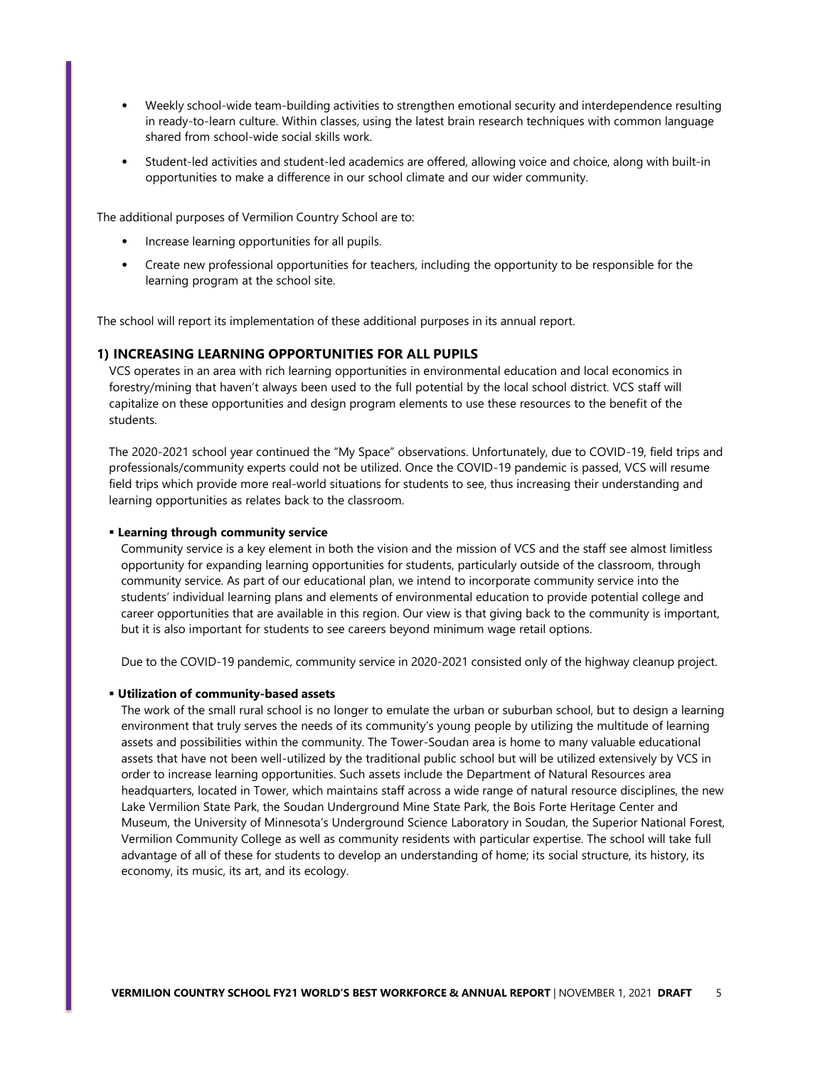- Weekly school-wide team-building activities to strengthen emotional security and interdependence resulting in ready-to-learn culture. Within classes, using the latest brain research techniques with common language shared from school-wide social skills work.
- Student-led activities and student-led academics are offered, allowing voice and choice, along with built-in opportunities to make a difference in our school climate and our wider community.

The additional purposes of Vermilion Country School are to:

- Increase learning opportunities for all pupils.
- Create new professional opportunities for teachers, including the opportunity to be responsible for the learning program at the school site.

The school will report its implementation of these additional purposes in its annual report.

### 1) INCREASING LEARNING OPPORTUNITIES FOR ALL PUPILS

VCS operates in an area with rich learning opportunities in environmental education and local economics in forestry/mining that haven't always been used to the full potential by the local school district. VCS staff will capitalize on these opportunities and design program elements to use these resources to the benefit of the students.

The 2020-2021 school year continued the "My Space" observations. Unfortunately, due to COVID-19, field trips and professionals/community experts could not be utilized. Once the COVID-19 pandemic is passed, VCS will resume field trips which provide more real-world situations for students to see, thus increasing their understanding and learning opportunities as relates back to the classroom.

- **Learning through community service**

  Community service is a key element in both the vision and the mission of VCS and the staff see almost limitless opportunity for expanding learning opportunities for students, particularly outside of the classroom, through community service. As part of our educational plan, we intend to incorporate community service into the students' individual learning plans and elements of environmental education to provide potential college and career opportunities that are available in this region. Our view is that giving back to the community is important, but it is also important for students to see careers beyond minimum wage retail options.

  Due to the COVID-19 pandemic, community service in 2020-2021 consisted only of the highway cleanup project.

- **Utilization of community-based assets**

  The work of the small rural school is no longer to emulate the urban or suburban school, but to design a learning environment that truly serves the needs of its community's young people by utilizing the multitude of learning assets and possibilities within the community. The Tower-Soudan area is home to many valuable educational assets that have not been well-utilized by the traditional public school but will be utilized extensively by VCS in order to increase learning opportunities. Such assets include the Department of Natural Resources area headquarters, located in Tower, which maintains staff across a wide range of natural resource disciplines, the new Lake Vermilion State Park, the Soudan Underground Mine State Park, the Bois Forte Heritage Center and Museum, the University of Minnesota's Underground Science Laboratory in Soudan, the Superior National Forest, Vermilion Community College as well as community residents with particular expertise. The school will take full advantage of all of these for students to develop an understanding of home; its social structure, its history, its economy, its music, its art, and its ecology.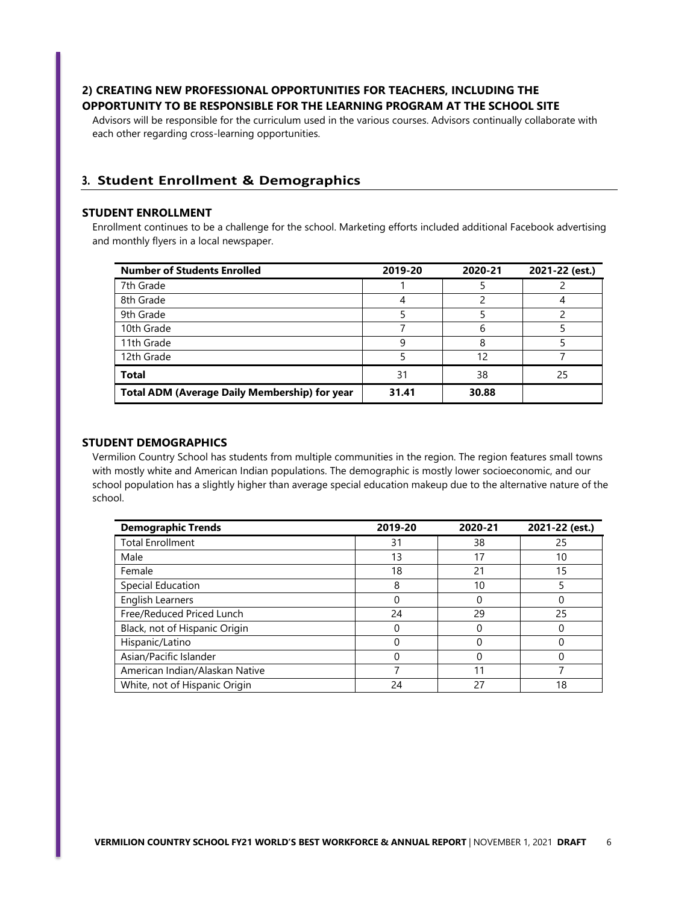### 2) CREATING NEW PROFESSIONAL OPPORTUNITIES FOR TEACHERS, INCLUDING THE OPPORTUNITY TO BE RESPONSIBLE FOR THE LEARNING PROGRAM AT THE SCHOOL SITE

Advisors will be responsible for the curriculum used in the various courses. Advisors continually collaborate with each other regarding cross-learning opportunities.

## 3. Student Enrollment & Demographics

### STUDENT ENROLLMENT

Enrollment continues to be a challenge for the school. Marketing efforts included additional Facebook advertising and monthly flyers in a local newspaper.

| Number of Students Enrolled | 2019-20 | 2020-21 | 2021-22 (est.) |
|---|---|---|---|
| 7th Grade | 1 | 5 | 2 |
| 8th Grade | 4 | 2 | 4 |
| 9th Grade | 5 | 5 | 2 |
| 10th Grade | 7 | 6 | 5 |
| 11th Grade | 9 | 8 | 5 |
| 12th Grade | 5 | 12 | 7 |
| **Total** | 31 | 38 | 25 |
| **Total ADM (Average Daily Membership) for year** | **31.41** | **30.88** | |

### STUDENT DEMOGRAPHICS

Vermilion Country School has students from multiple communities in the region. The region features small towns with mostly white and American Indian populations. The demographic is mostly lower socioeconomic, and our school population has a slightly higher than average special education makeup due to the alternative nature of the school.

| Demographic Trends | 2019-20 | 2020-21 | 2021-22 (est.) |
|---|---|---|---|
| Total Enrollment | 31 | 38 | 25 |
| Male | 13 | 17 | 10 |
| Female | 18 | 21 | 15 |
| Special Education | 8 | 10 | 5 |
| English Learners | 0 | 0 | 0 |
| Free/Reduced Priced Lunch | 24 | 29 | 25 |
| Black, not of Hispanic Origin | 0 | 0 | 0 |
| Hispanic/Latino | 0 | 0 | 0 |
| Asian/Pacific Islander | 0 | 0 | 0 |
| American Indian/Alaskan Native | 7 | 11 | 7 |
| White, not of Hispanic Origin | 24 | 27 | 18 |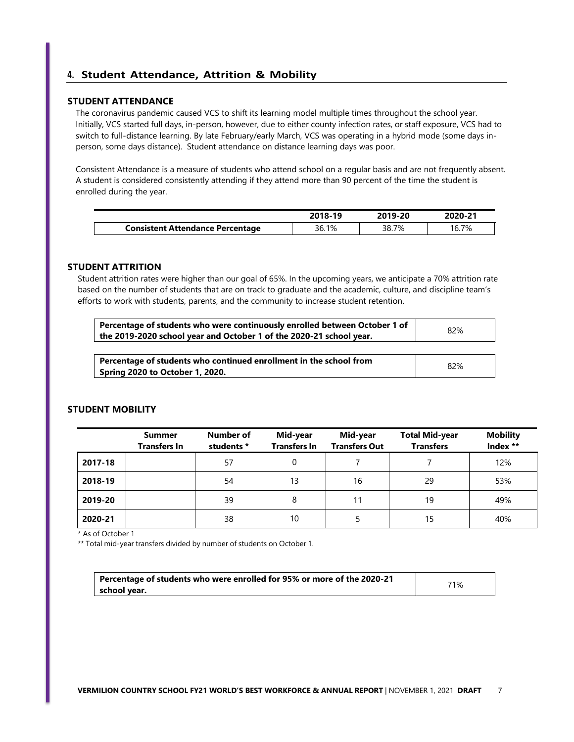## 4. Student Attendance, Attrition & Mobility

### STUDENT ATTENDANCE

The coronavirus pandemic caused VCS to shift its learning model multiple times throughout the school year. Initially, VCS started full days, in-person, however, due to either county infection rates, or staff exposure, VCS had to switch to full-distance learning. By late February/early March, VCS was operating in a hybrid mode (some days in-person, some days distance). Student attendance on distance learning days was poor.

Consistent Attendance is a measure of students who attend school on a regular basis and are not frequently absent. A student is considered consistently attending if they attend more than 90 percent of the time the student is enrolled during the year.

| | 2018-19 | 2019-20 | 2020-21 |
|---|---|---|---|
| **Consistent Attendance Percentage** | 36.1% | 38.7% | 16.7% |

### STUDENT ATTRITION

Student attrition rates were higher than our goal of 65%. In the upcoming years, we anticipate a 70% attrition rate based on the number of students that are on track to graduate and the academic, culture, and discipline team's efforts to work with students, parents, and the community to increase student retention.

| | |
|---|---|
| **Percentage of students who were continuously enrolled between October 1 of the 2019-2020 school year and October 1 of the 2020-21 school year.** | 82% |

| | |
|---|---|
| **Percentage of students who continued enrollment in the school from Spring 2020 to October 1, 2020.** | 82% |

### STUDENT MOBILITY

| | Summer Transfers In | Number of students * | Mid-year Transfers In | Mid-year Transfers Out | Total Mid-year Transfers | Mobility Index ** |
|---|---|---|---|---|---|---|
| **2017-18** | | 57 | 0 | 7 | 7 | 12% |
| **2018-19** | | 54 | 13 | 16 | 29 | 53% |
| **2019-20** | | 39 | 8 | 11 | 19 | 49% |
| **2020-21** | | 38 | 10 | 5 | 15 | 40% |

\* As of October 1

\*\* Total mid-year transfers divided by number of students on October 1.

| | |
|---|---|
| **Percentage of students who were enrolled for 95% or more of the 2020-21 school year.** | 71% |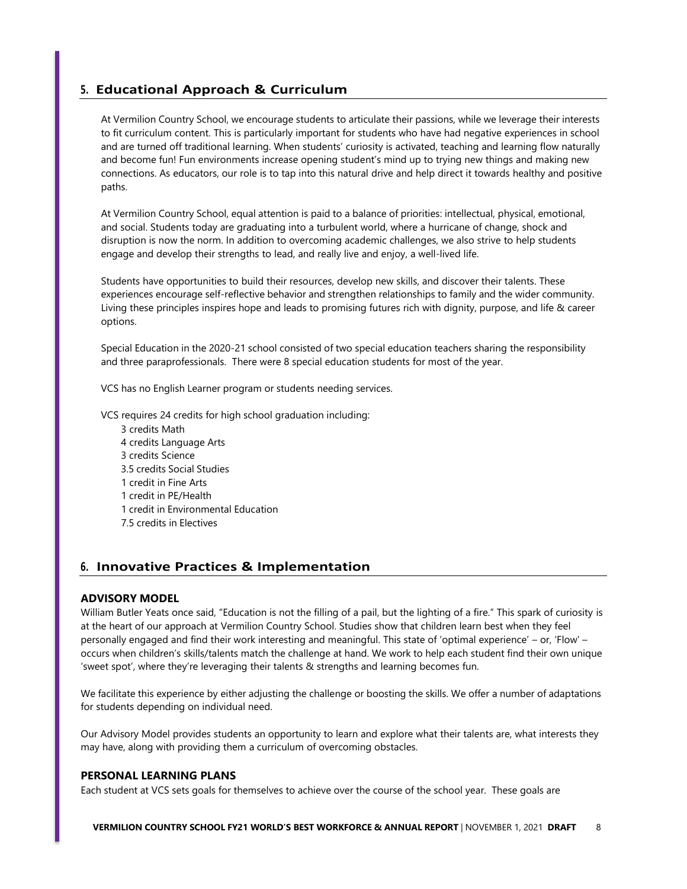## 5. Educational Approach & Curriculum

At Vermilion Country School, we encourage students to articulate their passions, while we leverage their interests to fit curriculum content. This is particularly important for students who have had negative experiences in school and are turned off traditional learning. When students' curiosity is activated, teaching and learning flow naturally and become fun! Fun environments increase opening student's mind up to trying new things and making new connections. As educators, our role is to tap into this natural drive and help direct it towards healthy and positive paths.

At Vermilion Country School, equal attention is paid to a balance of priorities: intellectual, physical, emotional, and social. Students today are graduating into a turbulent world, where a hurricane of change, shock and disruption is now the norm. In addition to overcoming academic challenges, we also strive to help students engage and develop their strengths to lead, and really live and enjoy, a well-lived life.

Students have opportunities to build their resources, develop new skills, and discover their talents. These experiences encourage self-reflective behavior and strengthen relationships to family and the wider community. Living these principles inspires hope and leads to promising futures rich with dignity, purpose, and life & career options.

Special Education in the 2020-21 school consisted of two special education teachers sharing the responsibility and three paraprofessionals. There were 8 special education students for most of the year.

VCS has no English Learner program or students needing services.

VCS requires 24 credits for high school graduation including:

- 3 credits Math
- 4 credits Language Arts
- 3 credits Science
- 3.5 credits Social Studies
- 1 credit in Fine Arts
- 1 credit in PE/Health
- 1 credit in Environmental Education
- 7.5 credits in Electives

## 6. Innovative Practices & Implementation

### ADVISORY MODEL

William Butler Yeats once said, "Education is not the filling of a pail, but the lighting of a fire." This spark of curiosity is at the heart of our approach at Vermilion Country School. Studies show that children learn best when they feel personally engaged and find their work interesting and meaningful. This state of 'optimal experience' – or, 'Flow' – occurs when children's skills/talents match the challenge at hand. We work to help each student find their own unique 'sweet spot', where they're leveraging their talents & strengths and learning becomes fun.

We facilitate this experience by either adjusting the challenge or boosting the skills. We offer a number of adaptations for students depending on individual need.

Our Advisory Model provides students an opportunity to learn and explore what their talents are, what interests they may have, along with providing them a curriculum of overcoming obstacles.

### PERSONAL LEARNING PLANS

Each student at VCS sets goals for themselves to achieve over the course of the school year. These goals are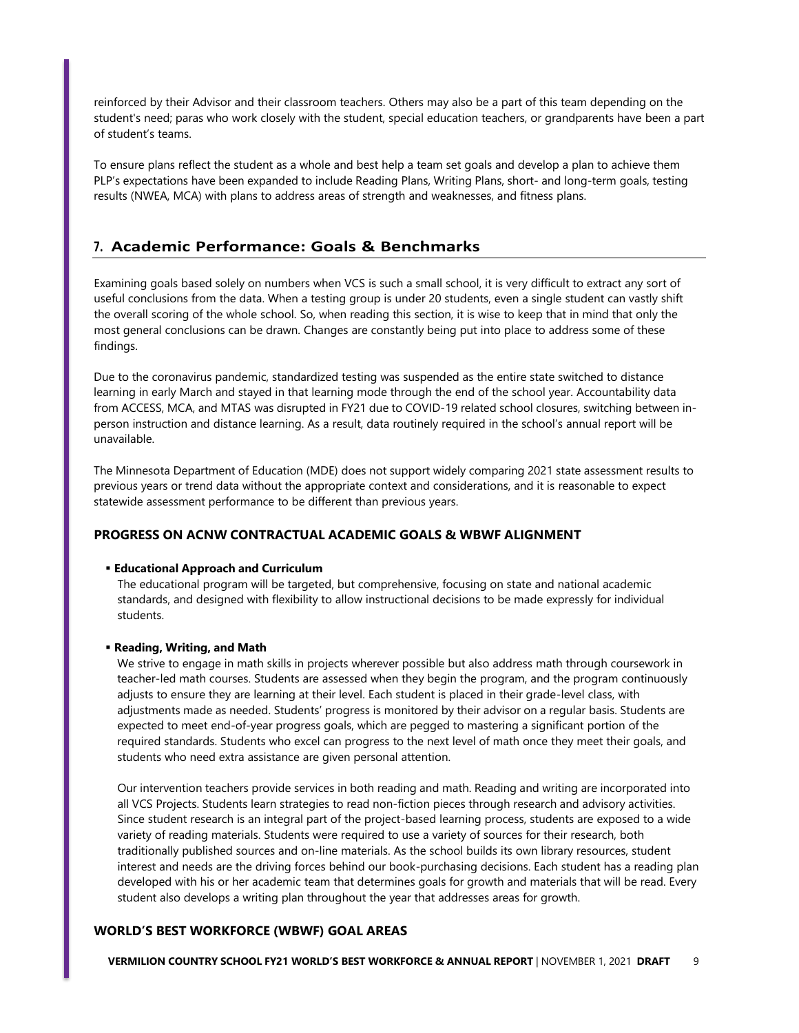reinforced by their Advisor and their classroom teachers. Others may also be a part of this team depending on the student's need; paras who work closely with the student, special education teachers, or grandparents have been a part of student's teams.

To ensure plans reflect the student as a whole and best help a team set goals and develop a plan to achieve them PLP's expectations have been expanded to include Reading Plans, Writing Plans, short- and long-term goals, testing results (NWEA, MCA) with plans to address areas of strength and weaknesses, and fitness plans.

## 7. Academic Performance: Goals & Benchmarks

Examining goals based solely on numbers when VCS is such a small school, it is very difficult to extract any sort of useful conclusions from the data. When a testing group is under 20 students, even a single student can vastly shift the overall scoring of the whole school. So, when reading this section, it is wise to keep that in mind that only the most general conclusions can be drawn. Changes are constantly being put into place to address some of these findings.

Due to the coronavirus pandemic, standardized testing was suspended as the entire state switched to distance learning in early March and stayed in that learning mode through the end of the school year. Accountability data from ACCESS, MCA, and MTAS was disrupted in FY21 due to COVID-19 related school closures, switching between in-person instruction and distance learning. As a result, data routinely required in the school's annual report will be unavailable.

The Minnesota Department of Education (MDE) does not support widely comparing 2021 state assessment results to previous years or trend data without the appropriate context and considerations, and it is reasonable to expect statewide assessment performance to be different than previous years.

### PROGRESS ON ACNW CONTRACTUAL ACADEMIC GOALS & WBWF ALIGNMENT

- **Educational Approach and Curriculum**

  The educational program will be targeted, but comprehensive, focusing on state and national academic standards, and designed with flexibility to allow instructional decisions to be made expressly for individual students.

- **Reading, Writing, and Math**

  We strive to engage in math skills in projects wherever possible but also address math through coursework in teacher-led math courses. Students are assessed when they begin the program, and the program continuously adjusts to ensure they are learning at their level. Each student is placed in their grade-level class, with adjustments made as needed. Students' progress is monitored by their advisor on a regular basis. Students are expected to meet end-of-year progress goals, which are pegged to mastering a significant portion of the required standards. Students who excel can progress to the next level of math once they meet their goals, and students who need extra assistance are given personal attention.

  Our intervention teachers provide services in both reading and math. Reading and writing are incorporated into all VCS Projects. Students learn strategies to read non-fiction pieces through research and advisory activities. Since student research is an integral part of the project-based learning process, students are exposed to a wide variety of reading materials. Students were required to use a variety of sources for their research, both traditionally published sources and on-line materials. As the school builds its own library resources, student interest and needs are the driving forces behind our book-purchasing decisions. Each student has a reading plan developed with his or her academic team that determines goals for growth and materials that will be read. Every student also develops a writing plan throughout the year that addresses areas for growth.

### WORLD'S BEST WORKFORCE (WBWF) GOAL AREAS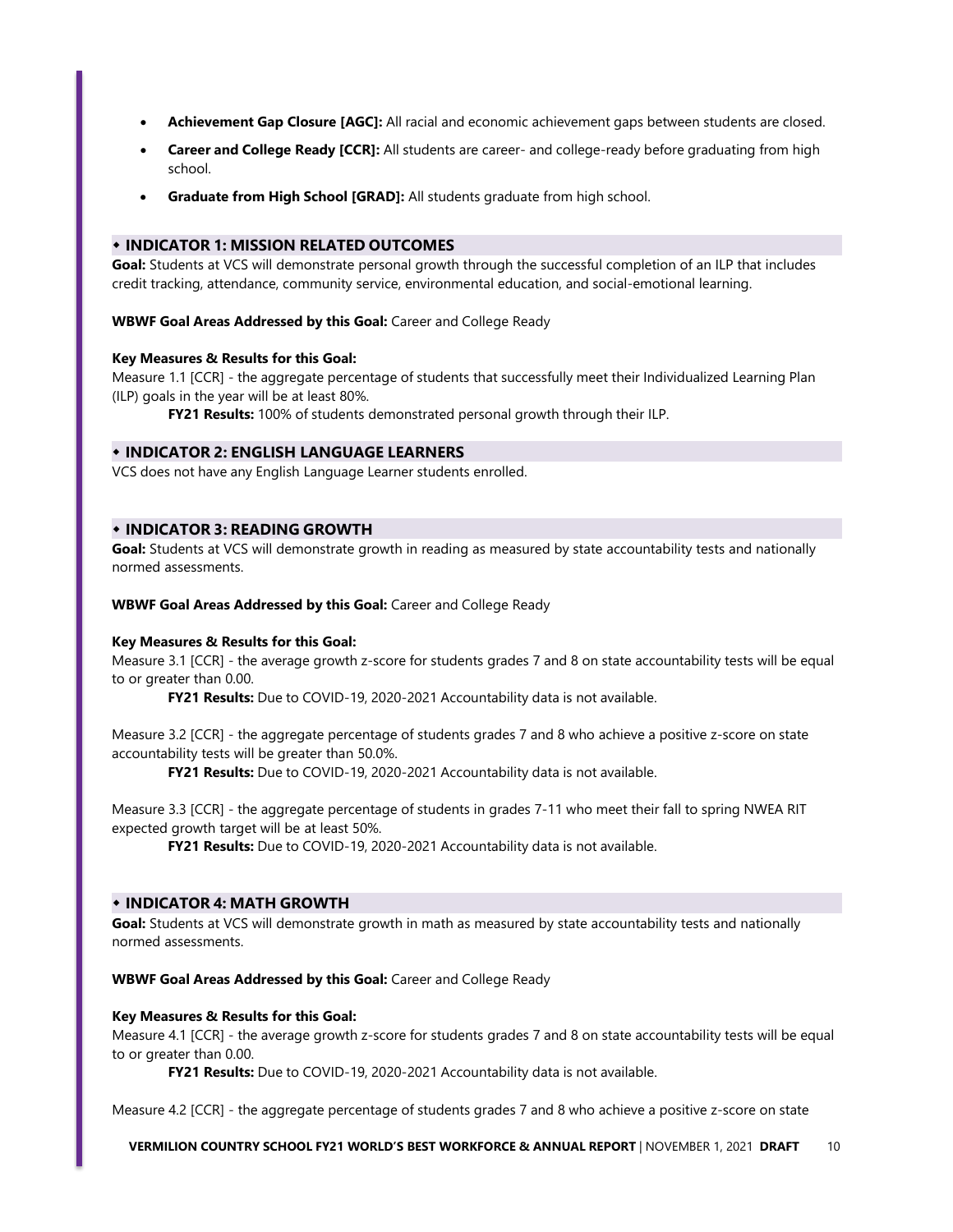- **Achievement Gap Closure [AGC]:** All racial and economic achievement gaps between students are closed.
- **Career and College Ready [CCR]:** All students are career- and college-ready before graduating from high school.
- **Graduate from High School [GRAD]:** All students graduate from high school.

## ⬥ INDICATOR 1: MISSION RELATED OUTCOMES

**Goal:** Students at VCS will demonstrate personal growth through the successful completion of an ILP that includes credit tracking, attendance, community service, environmental education, and social-emotional learning.

**WBWF Goal Areas Addressed by this Goal:** Career and College Ready

**Key Measures & Results for this Goal:**

Measure 1.1 [CCR] - the aggregate percentage of students that successfully meet their Individualized Learning Plan (ILP) goals in the year will be at least 80%.

**FY21 Results:** 100% of students demonstrated personal growth through their ILP.

## ⬥ INDICATOR 2: ENGLISH LANGUAGE LEARNERS

VCS does not have any English Language Learner students enrolled.

## ⬥ INDICATOR 3: READING GROWTH

**Goal:** Students at VCS will demonstrate growth in reading as measured by state accountability tests and nationally normed assessments.

**WBWF Goal Areas Addressed by this Goal:** Career and College Ready

**Key Measures & Results for this Goal:**

Measure 3.1 [CCR] - the average growth z-score for students grades 7 and 8 on state accountability tests will be equal to or greater than 0.00.

**FY21 Results:** Due to COVID-19, 2020-2021 Accountability data is not available.

Measure 3.2 [CCR] - the aggregate percentage of students grades 7 and 8 who achieve a positive z-score on state accountability tests will be greater than 50.0%.

**FY21 Results:** Due to COVID-19, 2020-2021 Accountability data is not available.

Measure 3.3 [CCR] - the aggregate percentage of students in grades 7-11 who meet their fall to spring NWEA RIT expected growth target will be at least 50%.

**FY21 Results:** Due to COVID-19, 2020-2021 Accountability data is not available.

## ⬥ INDICATOR 4: MATH GROWTH

**Goal:** Students at VCS will demonstrate growth in math as measured by state accountability tests and nationally normed assessments.

**WBWF Goal Areas Addressed by this Goal:** Career and College Ready

**Key Measures & Results for this Goal:**

Measure 4.1 [CCR] - the average growth z-score for students grades 7 and 8 on state accountability tests will be equal to or greater than 0.00.

**FY21 Results:** Due to COVID-19, 2020-2021 Accountability data is not available.

Measure 4.2 [CCR] - the aggregate percentage of students grades 7 and 8 who achieve a positive z-score on state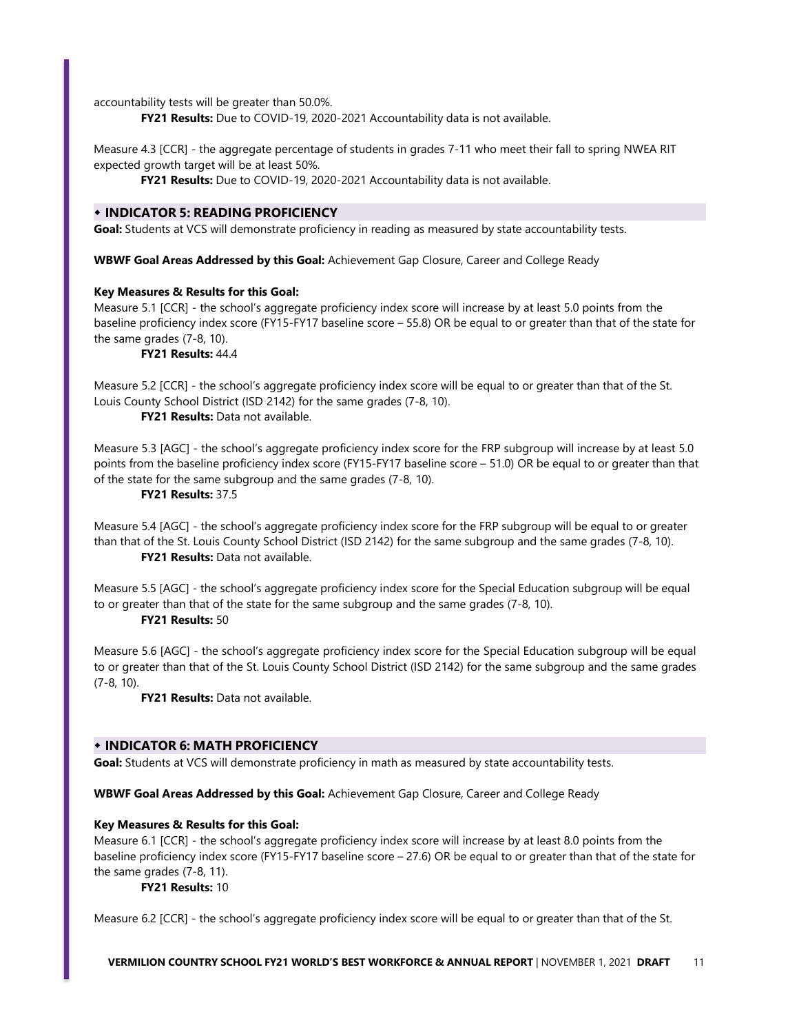accountability tests will be greater than 50.0%.

**FY21 Results:** Due to COVID-19, 2020-2021 Accountability data is not available.

Measure 4.3 [CCR] - the aggregate percentage of students in grades 7-11 who meet their fall to spring NWEA RIT expected growth target will be at least 50%.

**FY21 Results:** Due to COVID-19, 2020-2021 Accountability data is not available.

## ⬩ INDICATOR 5: READING PROFICIENCY

**Goal:** Students at VCS will demonstrate proficiency in reading as measured by state accountability tests.

**WBWF Goal Areas Addressed by this Goal:** Achievement Gap Closure, Career and College Ready

**Key Measures & Results for this Goal:**

Measure 5.1 [CCR] - the school's aggregate proficiency index score will increase by at least 5.0 points from the baseline proficiency index score (FY15-FY17 baseline score – 55.8) OR be equal to or greater than that of the state for the same grades (7-8, 10).

**FY21 Results:** 44.4

Measure 5.2 [CCR] - the school's aggregate proficiency index score will be equal to or greater than that of the St. Louis County School District (ISD 2142) for the same grades (7-8, 10).

**FY21 Results:** Data not available.

Measure 5.3 [AGC] - the school's aggregate proficiency index score for the FRP subgroup will increase by at least 5.0 points from the baseline proficiency index score (FY15-FY17 baseline score – 51.0) OR be equal to or greater than that of the state for the same subgroup and the same grades (7-8, 10).

**FY21 Results:** 37.5

Measure 5.4 [AGC] - the school's aggregate proficiency index score for the FRP subgroup will be equal to or greater than that of the St. Louis County School District (ISD 2142) for the same subgroup and the same grades (7-8, 10).

**FY21 Results:** Data not available.

Measure 5.5 [AGC] - the school's aggregate proficiency index score for the Special Education subgroup will be equal to or greater than that of the state for the same subgroup and the same grades (7-8, 10).

**FY21 Results:** 50

Measure 5.6 [AGC] - the school's aggregate proficiency index score for the Special Education subgroup will be equal to or greater than that of the St. Louis County School District (ISD 2142) for the same subgroup and the same grades (7-8, 10).

**FY21 Results:** Data not available.

## ⬩ INDICATOR 6: MATH PROFICIENCY

**Goal:** Students at VCS will demonstrate proficiency in math as measured by state accountability tests.

**WBWF Goal Areas Addressed by this Goal:** Achievement Gap Closure, Career and College Ready

**Key Measures & Results for this Goal:**

Measure 6.1 [CCR] - the school's aggregate proficiency index score will increase by at least 8.0 points from the baseline proficiency index score (FY15-FY17 baseline score – 27.6) OR be equal to or greater than that of the state for the same grades (7-8, 11).

**FY21 Results:** 10

Measure 6.2 [CCR] - the school's aggregate proficiency index score will be equal to or greater than that of the St.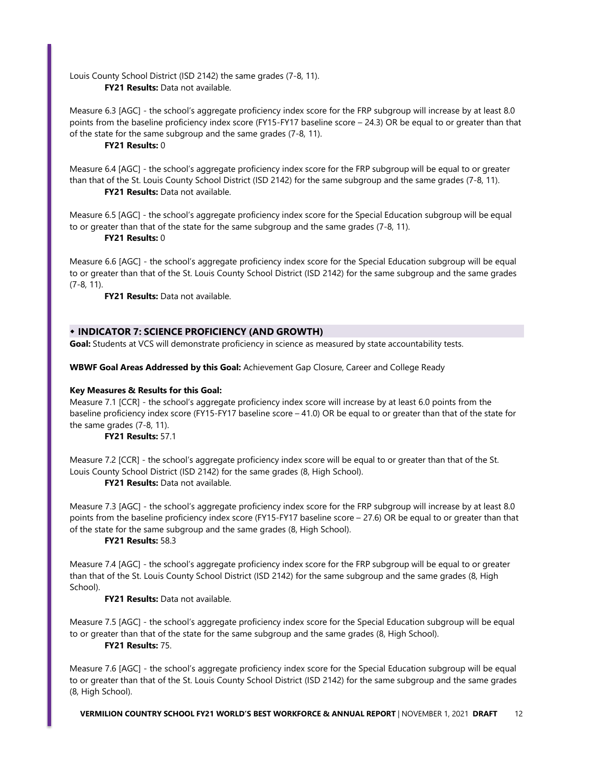Louis County School District (ISD 2142) the same grades (7-8, 11).

**FY21 Results:** Data not available.

Measure 6.3 [AGC] - the school's aggregate proficiency index score for the FRP subgroup will increase by at least 8.0 points from the baseline proficiency index score (FY15-FY17 baseline score – 24.3) OR be equal to or greater than that of the state for the same subgroup and the same grades (7-8, 11).

**FY21 Results:** 0

Measure 6.4 [AGC] - the school's aggregate proficiency index score for the FRP subgroup will be equal to or greater than that of the St. Louis County School District (ISD 2142) for the same subgroup and the same grades (7-8, 11).

**FY21 Results:** Data not available.

Measure 6.5 [AGC] - the school's aggregate proficiency index score for the Special Education subgroup will be equal to or greater than that of the state for the same subgroup and the same grades (7-8, 11).

**FY21 Results:** 0

Measure 6.6 [AGC] - the school's aggregate proficiency index score for the Special Education subgroup will be equal to or greater than that of the St. Louis County School District (ISD 2142) for the same subgroup and the same grades (7-8, 11).

**FY21 Results:** Data not available.

## INDICATOR 7: SCIENCE PROFICIENCY (AND GROWTH)

**Goal:** Students at VCS will demonstrate proficiency in science as measured by state accountability tests.

**WBWF Goal Areas Addressed by this Goal:** Achievement Gap Closure, Career and College Ready

**Key Measures & Results for this Goal:**

Measure 7.1 [CCR] - the school's aggregate proficiency index score will increase by at least 6.0 points from the baseline proficiency index score (FY15-FY17 baseline score – 41.0) OR be equal to or greater than that of the state for the same grades (7-8, 11).

**FY21 Results:** 57.1

Measure 7.2 [CCR] - the school's aggregate proficiency index score will be equal to or greater than that of the St. Louis County School District (ISD 2142) for the same grades (8, High School).

**FY21 Results:** Data not available.

Measure 7.3 [AGC] - the school's aggregate proficiency index score for the FRP subgroup will increase by at least 8.0 points from the baseline proficiency index score (FY15-FY17 baseline score – 27.6) OR be equal to or greater than that of the state for the same subgroup and the same grades (8, High School).

**FY21 Results:** 58.3

Measure 7.4 [AGC] - the school's aggregate proficiency index score for the FRP subgroup will be equal to or greater than that of the St. Louis County School District (ISD 2142) for the same subgroup and the same grades (8, High School).

**FY21 Results:** Data not available.

Measure 7.5 [AGC] - the school's aggregate proficiency index score for the Special Education subgroup will be equal to or greater than that of the state for the same subgroup and the same grades (8, High School).

**FY21 Results:** 75.

Measure 7.6 [AGC] - the school's aggregate proficiency index score for the Special Education subgroup will be equal to or greater than that of the St. Louis County School District (ISD 2142) for the same subgroup and the same grades (8, High School).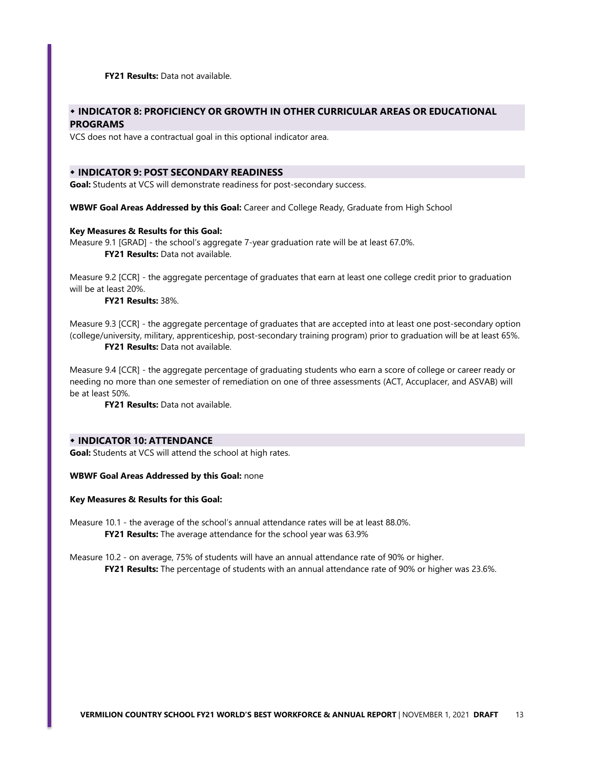**FY21 Results:** Data not available.

## ◆ INDICATOR 8: PROFICIENCY OR GROWTH IN OTHER CURRICULAR AREAS OR EDUCATIONAL PROGRAMS

VCS does not have a contractual goal in this optional indicator area.

## ◆ INDICATOR 9: POST SECONDARY READINESS

**Goal:** Students at VCS will demonstrate readiness for post-secondary success.

**WBWF Goal Areas Addressed by this Goal:** Career and College Ready, Graduate from High School

**Key Measures & Results for this Goal:**

Measure 9.1 [GRAD] - the school's aggregate 7-year graduation rate will be at least 67.0%.

**FY21 Results:** Data not available.

Measure 9.2 [CCR] - the aggregate percentage of graduates that earn at least one college credit prior to graduation will be at least 20%.

**FY21 Results:** 38%.

Measure 9.3 [CCR] - the aggregate percentage of graduates that are accepted into at least one post-secondary option (college/university, military, apprenticeship, post-secondary training program) prior to graduation will be at least 65%.

**FY21 Results:** Data not available.

Measure 9.4 [CCR] - the aggregate percentage of graduating students who earn a score of college or career ready or needing no more than one semester of remediation on one of three assessments (ACT, Accuplacer, and ASVAB) will be at least 50%.

**FY21 Results:** Data not available.

## ◆ INDICATOR 10: ATTENDANCE

**Goal:** Students at VCS will attend the school at high rates.

**WBWF Goal Areas Addressed by this Goal:** none

**Key Measures & Results for this Goal:**

Measure 10.1 - the average of the school's annual attendance rates will be at least 88.0%.

**FY21 Results:** The average attendance for the school year was 63.9%

Measure 10.2 - on average, 75% of students will have an annual attendance rate of 90% or higher.

**FY21 Results:** The percentage of students with an annual attendance rate of 90% or higher was 23.6%.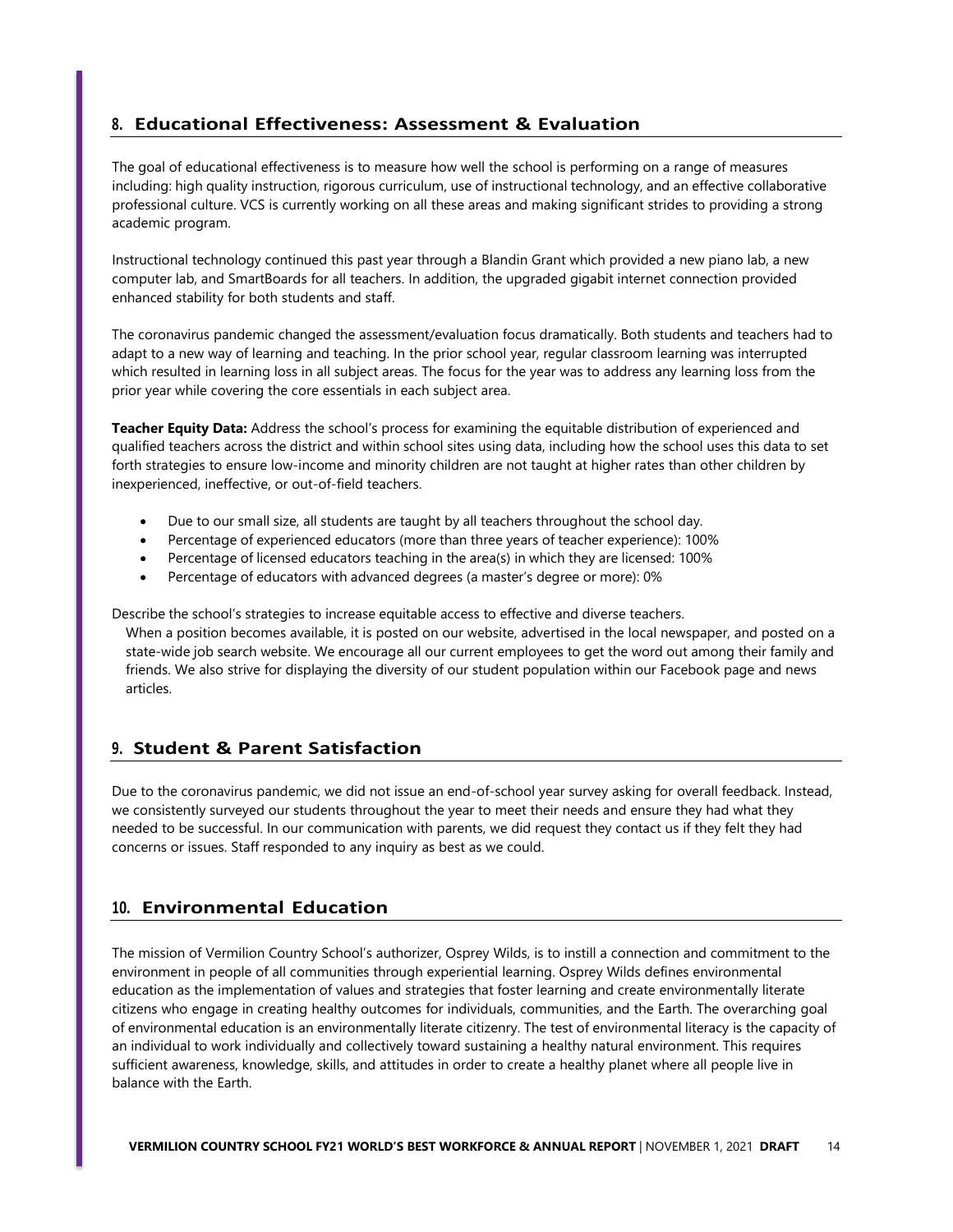## 8. Educational Effectiveness: Assessment & Evaluation

The goal of educational effectiveness is to measure how well the school is performing on a range of measures including: high quality instruction, rigorous curriculum, use of instructional technology, and an effective collaborative professional culture. VCS is currently working on all these areas and making significant strides to providing a strong academic program.

Instructional technology continued this past year through a Blandin Grant which provided a new piano lab, a new computer lab, and SmartBoards for all teachers. In addition, the upgraded gigabit internet connection provided enhanced stability for both students and staff.

The coronavirus pandemic changed the assessment/evaluation focus dramatically. Both students and teachers had to adapt to a new way of learning and teaching. In the prior school year, regular classroom learning was interrupted which resulted in learning loss in all subject areas. The focus for the year was to address any learning loss from the prior year while covering the core essentials in each subject area.

**Teacher Equity Data:** Address the school's process for examining the equitable distribution of experienced and qualified teachers across the district and within school sites using data, including how the school uses this data to set forth strategies to ensure low-income and minority children are not taught at higher rates than other children by inexperienced, ineffective, or out-of-field teachers.

- Due to our small size, all students are taught by all teachers throughout the school day.
- Percentage of experienced educators (more than three years of teacher experience): 100%
- Percentage of licensed educators teaching in the area(s) in which they are licensed: 100%
- Percentage of educators with advanced degrees (a master's degree or more): 0%

Describe the school's strategies to increase equitable access to effective and diverse teachers.

When a position becomes available, it is posted on our website, advertised in the local newspaper, and posted on a state-wide job search website. We encourage all our current employees to get the word out among their family and friends. We also strive for displaying the diversity of our student population within our Facebook page and news articles.

## 9. Student & Parent Satisfaction

Due to the coronavirus pandemic, we did not issue an end-of-school year survey asking for overall feedback. Instead, we consistently surveyed our students throughout the year to meet their needs and ensure they had what they needed to be successful. In our communication with parents, we did request they contact us if they felt they had concerns or issues. Staff responded to any inquiry as best as we could.

## 10. Environmental Education

The mission of Vermilion Country School's authorizer, Osprey Wilds, is to instill a connection and commitment to the environment in people of all communities through experiential learning. Osprey Wilds defines environmental education as the implementation of values and strategies that foster learning and create environmentally literate citizens who engage in creating healthy outcomes for individuals, communities, and the Earth. The overarching goal of environmental education is an environmentally literate citizenry. The test of environmental literacy is the capacity of an individual to work individually and collectively toward sustaining a healthy natural environment. This requires sufficient awareness, knowledge, skills, and attitudes in order to create a healthy planet where all people live in balance with the Earth.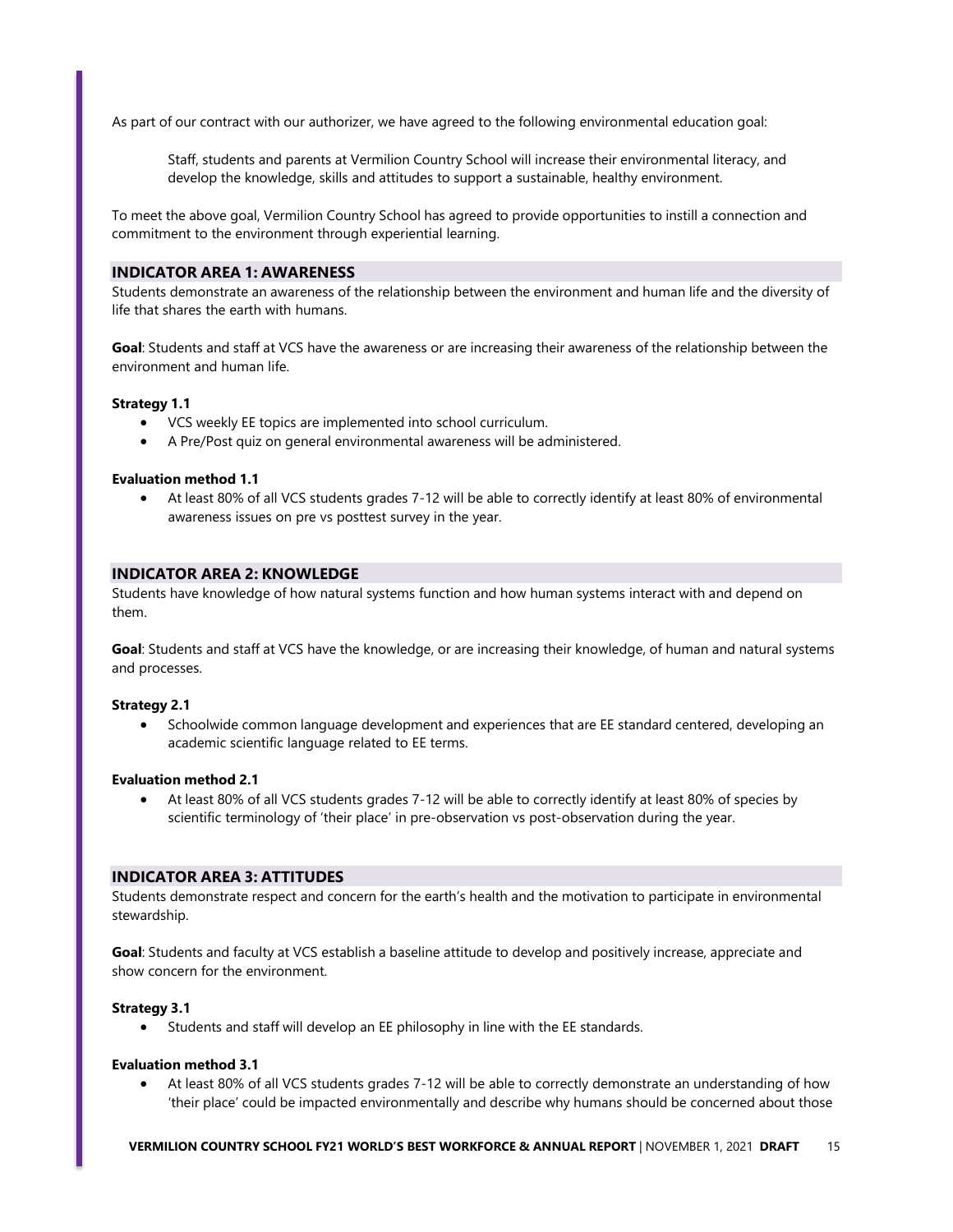As part of our contract with our authorizer, we have agreed to the following environmental education goal:

> Staff, students and parents at Vermilion Country School will increase their environmental literacy, and develop the knowledge, skills and attitudes to support a sustainable, healthy environment.

To meet the above goal, Vermilion Country School has agreed to provide opportunities to instill a connection and commitment to the environment through experiential learning.

## INDICATOR AREA 1: AWARENESS

Students demonstrate an awareness of the relationship between the environment and human life and the diversity of life that shares the earth with humans.

**Goal**: Students and staff at VCS have the awareness or are increasing their awareness of the relationship between the environment and human life.

**Strategy 1.1**

- VCS weekly EE topics are implemented into school curriculum.
- A Pre/Post quiz on general environmental awareness will be administered.

**Evaluation method 1.1**

- At least 80% of all VCS students grades 7-12 will be able to correctly identify at least 80% of environmental awareness issues on pre vs posttest survey in the year.

## INDICATOR AREA 2: KNOWLEDGE

Students have knowledge of how natural systems function and how human systems interact with and depend on them.

**Goal**: Students and staff at VCS have the knowledge, or are increasing their knowledge, of human and natural systems and processes.

**Strategy 2.1**

- Schoolwide common language development and experiences that are EE standard centered, developing an academic scientific language related to EE terms.

**Evaluation method 2.1**

- At least 80% of all VCS students grades 7-12 will be able to correctly identify at least 80% of species by scientific terminology of 'their place' in pre-observation vs post-observation during the year.

## INDICATOR AREA 3: ATTITUDES

Students demonstrate respect and concern for the earth's health and the motivation to participate in environmental stewardship.

**Goal**: Students and faculty at VCS establish a baseline attitude to develop and positively increase, appreciate and show concern for the environment.

**Strategy 3.1**

- Students and staff will develop an EE philosophy in line with the EE standards.

**Evaluation method 3.1**

- At least 80% of all VCS students grades 7-12 will be able to correctly demonstrate an understanding of how 'their place' could be impacted environmentally and describe why humans should be concerned about those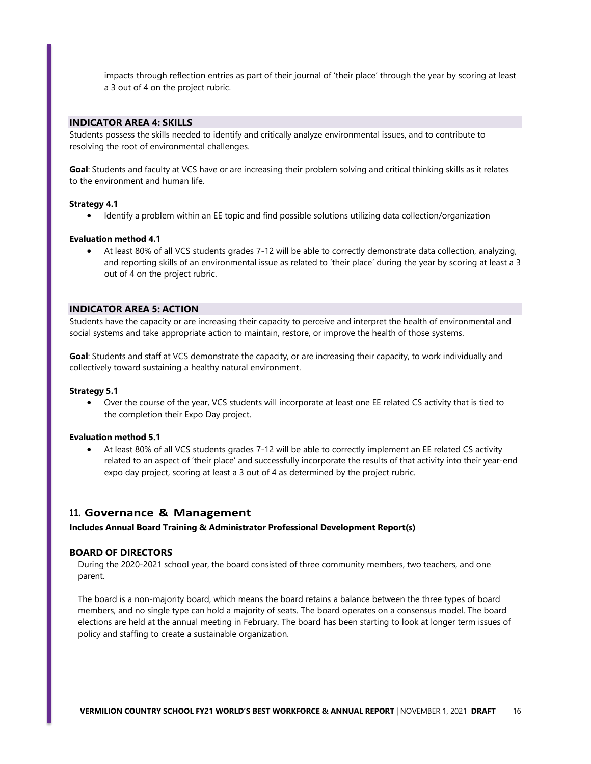impacts through reflection entries as part of their journal of 'their place' through the year by scoring at least a 3 out of 4 on the project rubric.

### INDICATOR AREA 4: SKILLS

Students possess the skills needed to identify and critically analyze environmental issues, and to contribute to resolving the root of environmental challenges.

**Goal**: Students and faculty at VCS have or are increasing their problem solving and critical thinking skills as it relates to the environment and human life.

**Strategy 4.1**

- Identify a problem within an EE topic and find possible solutions utilizing data collection/organization

**Evaluation method 4.1**

- At least 80% of all VCS students grades 7-12 will be able to correctly demonstrate data collection, analyzing, and reporting skills of an environmental issue as related to 'their place' during the year by scoring at least a 3 out of 4 on the project rubric.

### INDICATOR AREA 5: ACTION

Students have the capacity or are increasing their capacity to perceive and interpret the health of environmental and social systems and take appropriate action to maintain, restore, or improve the health of those systems.

**Goal**: Students and staff at VCS demonstrate the capacity, or are increasing their capacity, to work individually and collectively toward sustaining a healthy natural environment.

**Strategy 5.1**

- Over the course of the year, VCS students will incorporate at least one EE related CS activity that is tied to the completion their Expo Day project.

**Evaluation method 5.1**

- At least 80% of all VCS students grades 7-12 will be able to correctly implement an EE related CS activity related to an aspect of 'their place' and successfully incorporate the results of that activity into their year-end expo day project, scoring at least a 3 out of 4 as determined by the project rubric.

## 11. Governance & Management

**Includes Annual Board Training & Administrator Professional Development Report(s)**

### BOARD OF DIRECTORS

During the 2020-2021 school year, the board consisted of three community members, two teachers, and one parent.

The board is a non-majority board, which means the board retains a balance between the three types of board members, and no single type can hold a majority of seats. The board operates on a consensus model. The board elections are held at the annual meeting in February. The board has been starting to look at longer term issues of policy and staffing to create a sustainable organization.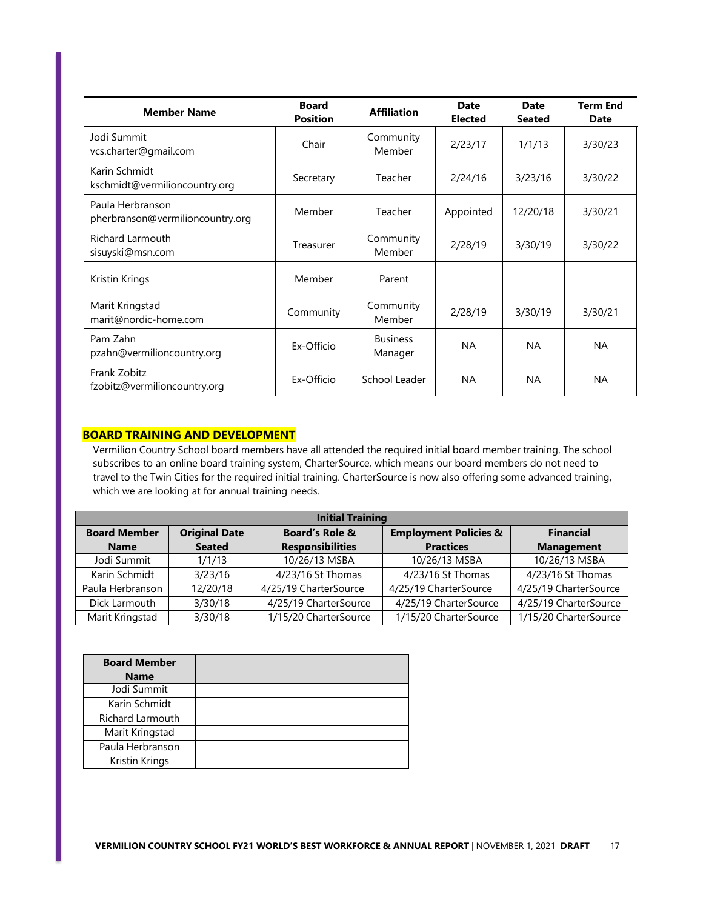| Member Name | Board Position | Affiliation | Date Elected | Date Seated | Term End Date |
|---|---|---|---|---|---|
| Jodi Summit vcs.charter@gmail.com | Chair | Community Member | 2/23/17 | 1/1/13 | 3/30/23 |
| Karin Schmidt kschmidt@vermilioncountry.org | Secretary | Teacher | 2/24/16 | 3/23/16 | 3/30/22 |
| Paula Herbranson pherbranson@vermilioncountry.org | Member | Teacher | Appointed | 12/20/18 | 3/30/21 |
| Richard Larmouth sisuyski@msn.com | Treasurer | Community Member | 2/28/19 | 3/30/19 | 3/30/22 |
| Kristin Krings | Member | Parent | | | |
| Marit Kringstad marit@nordic-home.com | Community | Community Member | 2/28/19 | 3/30/19 | 3/30/21 |
| Pam Zahn pzahn@vermilioncountry.org | Ex-Officio | Business Manager | NA | NA | NA |
| Frank Zobitz fzobitz@vermilioncountry.org | Ex-Officio | School Leader | NA | NA | NA |

## BOARD TRAINING AND DEVELOPMENT

Vermilion Country School board members have all attended the required initial board member training. The school subscribes to an online board training system, CharterSource, which means our board members do not need to travel to the Twin Cities for the required initial training. CharterSource is now also offering some advanced training, which we are looking at for annual training needs.

| Initial Training | | | | |
|---|---|---|---|---|
| Board Member Name | Original Date Seated | Board's Role & Responsibilities | Employment Policies & Practices | Financial Management |
| Jodi Summit | 1/1/13 | 10/26/13 MSBA | 10/26/13 MSBA | 10/26/13 MSBA |
| Karin Schmidt | 3/23/16 | 4/23/16 St Thomas | 4/23/16 St Thomas | 4/23/16 St Thomas |
| Paula Herbranson | 12/20/18 | 4/25/19 CharterSource | 4/25/19 CharterSource | 4/25/19 CharterSource |
| Dick Larmouth | 3/30/18 | 4/25/19 CharterSource | 4/25/19 CharterSource | 4/25/19 CharterSource |
| Marit Kringstad | 3/30/18 | 1/15/20 CharterSource | 1/15/20 CharterSource | 1/15/20 CharterSource |

| Board Member Name | |
|---|---|
| Jodi Summit | |
| Karin Schmidt | |
| Richard Larmouth | |
| Marit Kringstad | |
| Paula Herbranson | |
| Kristin Krings | |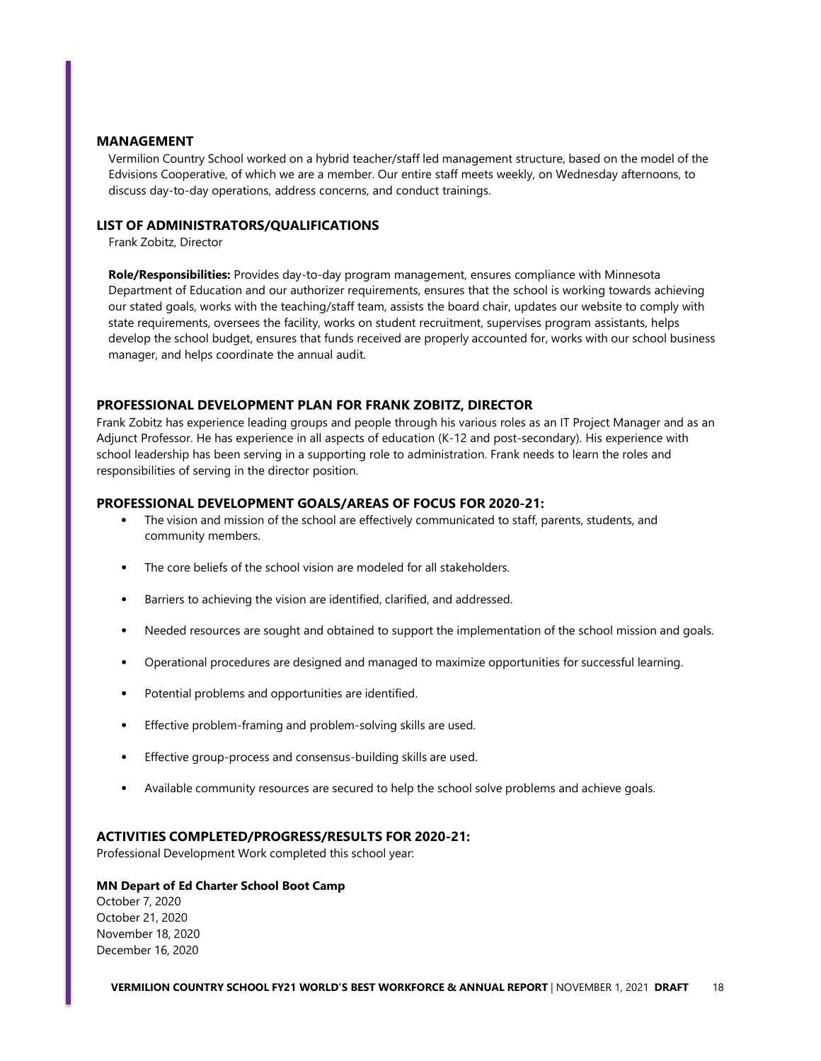## MANAGEMENT

Vermilion Country School worked on a hybrid teacher/staff led management structure, based on the model of the Edvisions Cooperative, of which we are a member. Our entire staff meets weekly, on Wednesday afternoons, to discuss day-to-day operations, address concerns, and conduct trainings.

## LIST OF ADMINISTRATORS/QUALIFICATIONS

Frank Zobitz, Director

**Role/Responsibilities:** Provides day-to-day program management, ensures compliance with Minnesota Department of Education and our authorizer requirements, ensures that the school is working towards achieving our stated goals, works with the teaching/staff team, assists the board chair, updates our website to comply with state requirements, oversees the facility, works on student recruitment, supervises program assistants, helps develop the school budget, ensures that funds received are properly accounted for, works with our school business manager, and helps coordinate the annual audit.

## PROFESSIONAL DEVELOPMENT PLAN FOR FRANK ZOBITZ, DIRECTOR

Frank Zobitz has experience leading groups and people through his various roles as an IT Project Manager and as an Adjunct Professor. He has experience in all aspects of education (K-12 and post-secondary). His experience with school leadership has been serving in a supporting role to administration. Frank needs to learn the roles and responsibilities of serving in the director position.

## PROFESSIONAL DEVELOPMENT GOALS/AREAS OF FOCUS FOR 2020-21:

- The vision and mission of the school are effectively communicated to staff, parents, students, and community members.
- The core beliefs of the school vision are modeled for all stakeholders.
- Barriers to achieving the vision are identified, clarified, and addressed.
- Needed resources are sought and obtained to support the implementation of the school mission and goals.
- Operational procedures are designed and managed to maximize opportunities for successful learning.
- Potential problems and opportunities are identified.
- Effective problem-framing and problem-solving skills are used.
- Effective group-process and consensus-building skills are used.
- Available community resources are secured to help the school solve problems and achieve goals.

## ACTIVITIES COMPLETED/PROGRESS/RESULTS FOR 2020-21:

Professional Development Work completed this school year:

**MN Depart of Ed Charter School Boot Camp**

October 7, 2020
October 21, 2020
November 18, 2020
December 16, 2020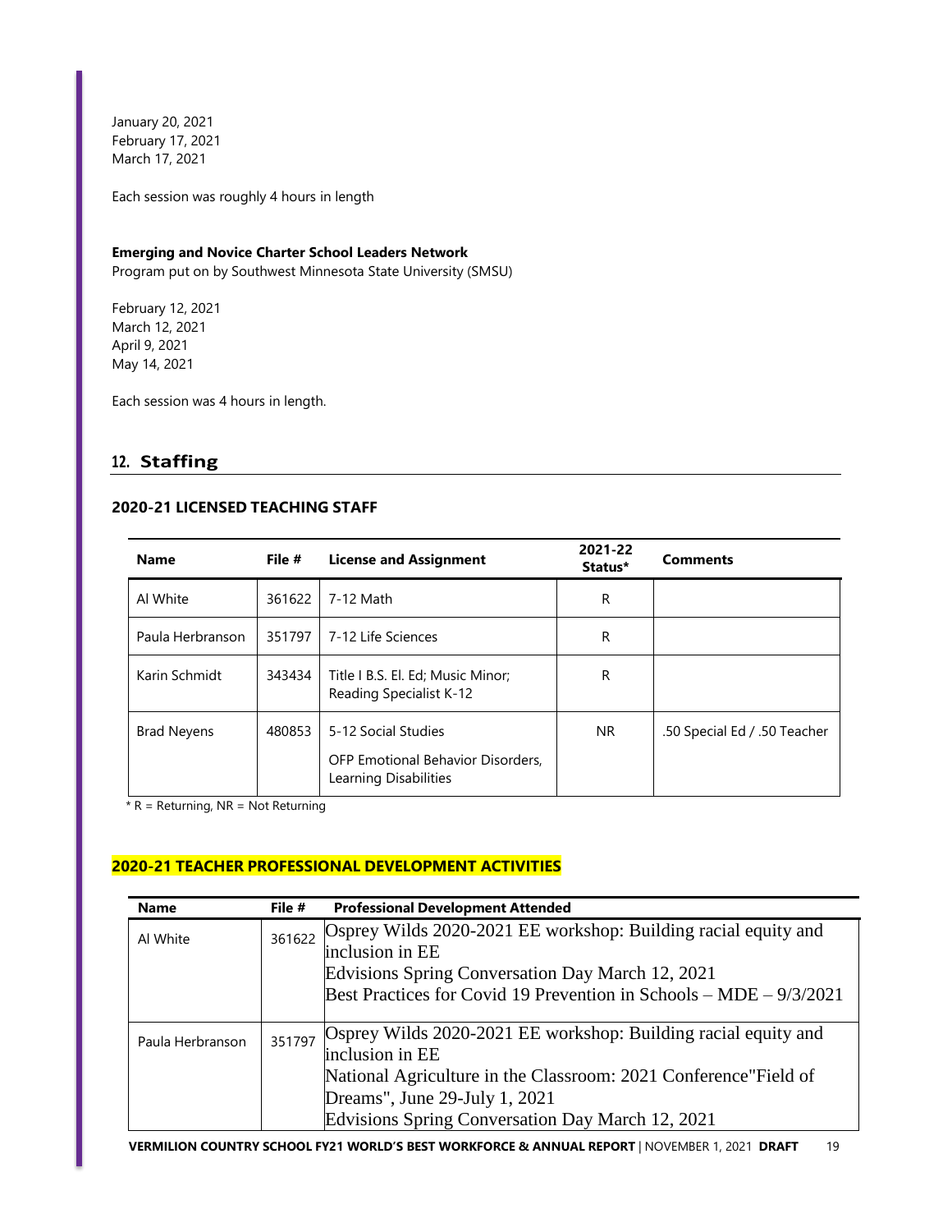January 20, 2021
February 17, 2021
March 17, 2021

Each session was roughly 4 hours in length

**Emerging and Novice Charter School Leaders Network**
Program put on by Southwest Minnesota State University (SMSU)

February 12, 2021
March 12, 2021
April 9, 2021
May 14, 2021

Each session was 4 hours in length.

## 12. Staffing

### 2020-21 LICENSED TEACHING STAFF

| Name | File # | License and Assignment | 2021-22 Status* | Comments |
|---|---|---|---|---|
| Al White | 361622 | 7-12 Math | R | |
| Paula Herbranson | 351797 | 7-12 Life Sciences | R | |
| Karin Schmidt | 343434 | Title I B.S. El. Ed; Music Minor; Reading Specialist K-12 | R | |
| Brad Neyens | 480853 | 5-12 Social Studies<br>OFP Emotional Behavior Disorders, Learning Disabilities | NR | .50 Special Ed / .50 Teacher |

* R = Returning, NR = Not Returning

### 2020-21 TEACHER PROFESSIONAL DEVELOPMENT ACTIVITIES

| Name | File # | Professional Development Attended |
|---|---|---|
| Al White | 361622 | Osprey Wilds 2020-2021 EE workshop: Building racial equity and inclusion in EE<br>Edvisions Spring Conversation Day March 12, 2021<br>Best Practices for Covid 19 Prevention in Schools – MDE – 9/3/2021 |
| Paula Herbranson | 351797 | Osprey Wilds 2020-2021 EE workshop: Building racial equity and inclusion in EE<br>National Agriculture in the Classroom: 2021 Conference"Field of Dreams", June 29-July 1, 2021<br>Edvisions Spring Conversation Day March 12, 2021 |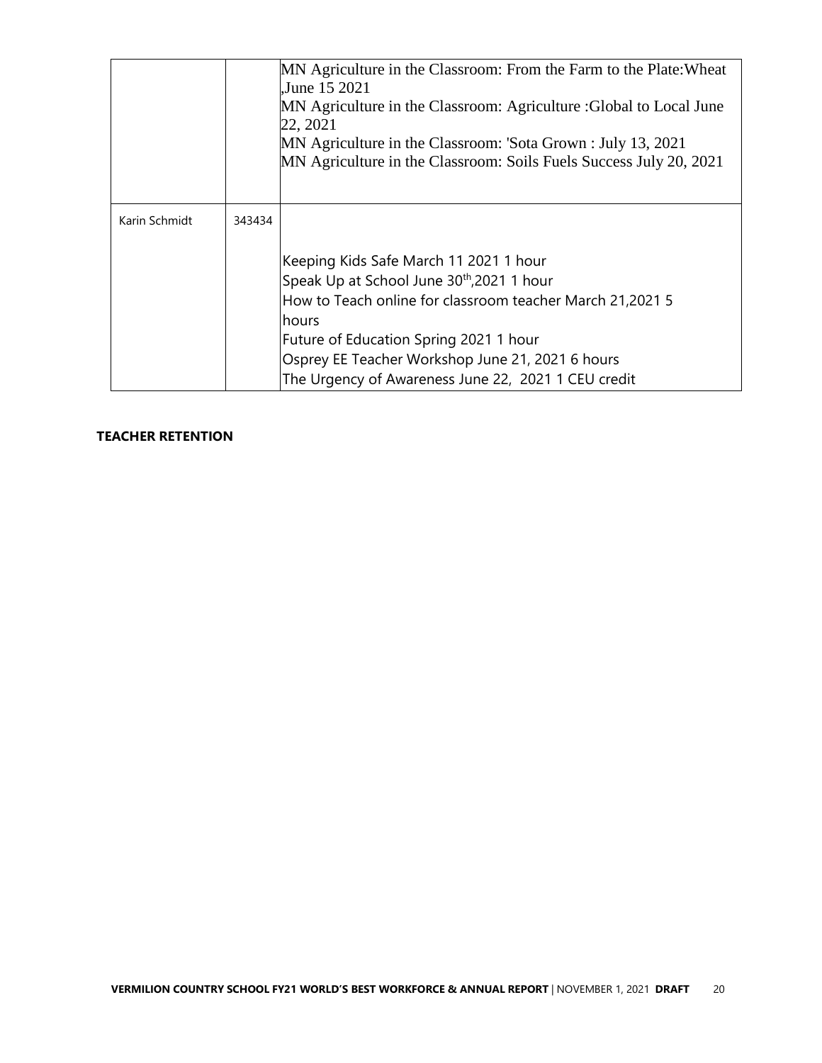| | | |
|---|---|---|
| | | MN Agriculture in the Classroom: From the Farm to the Plate:Wheat ,June 15 2021<br>MN Agriculture in the Classroom: Agriculture :Global to Local June 22, 2021<br>MN Agriculture in the Classroom: 'Sota Grown : July 13, 2021<br>MN Agriculture in the Classroom: Soils Fuels Success July 20, 2021 |
| Karin Schmidt | 343434 | Keeping Kids Safe March 11 2021 1 hour<br>Speak Up at School June 30th,2021 1 hour<br>How to Teach online for classroom teacher March 21,2021 5 hours<br>Future of Education Spring 2021 1 hour<br>Osprey EE Teacher Workshop June 21, 2021 6 hours<br>The Urgency of Awareness June 22, 2021 1 CEU credit |

**TEACHER RETENTION**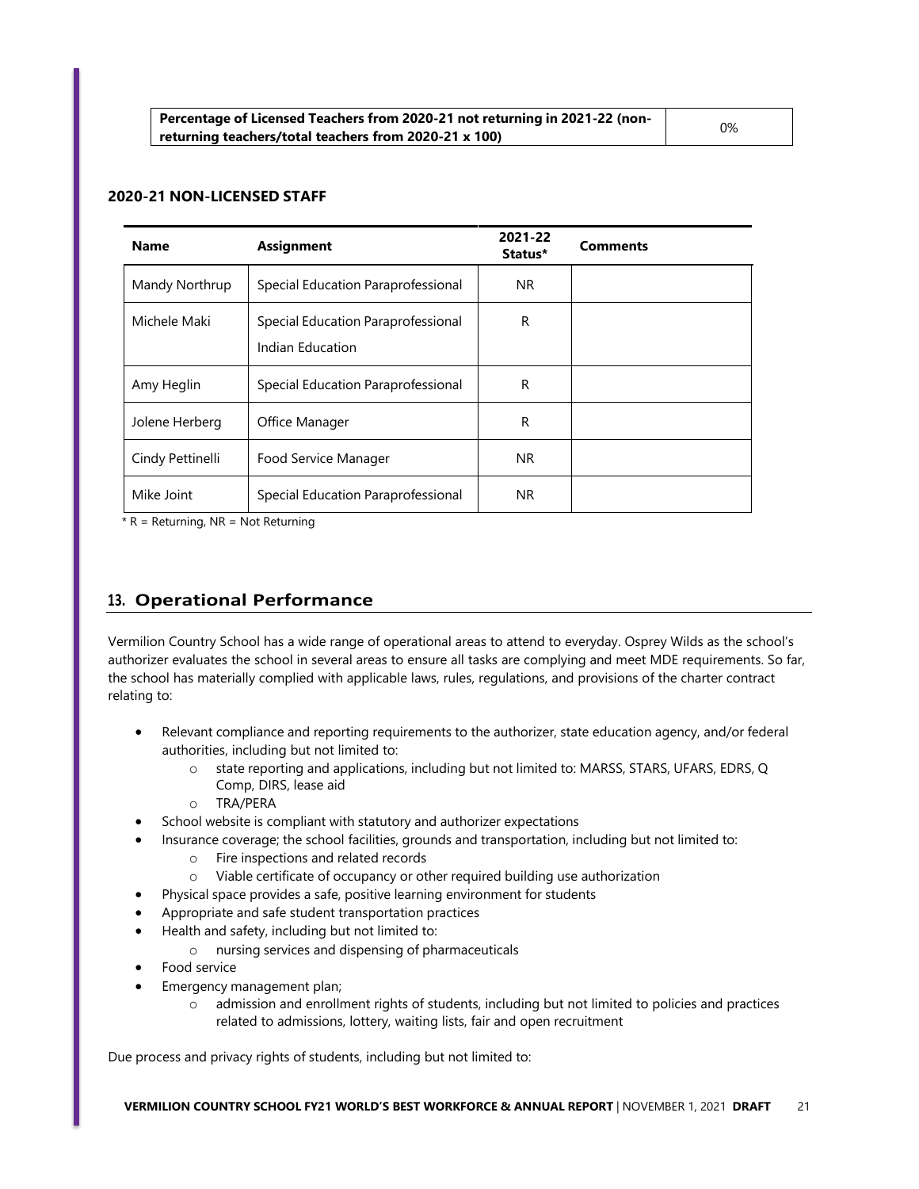| Percentage of Licensed Teachers from 2020-21 not returning in 2021-22 (non-returning teachers/total teachers from 2020-21 x 100) | 0% |
|---|---|

**2020-21 NON-LICENSED STAFF**

| Name | Assignment | 2021-22 Status* | Comments |
|---|---|---|---|
| Mandy Northrup | Special Education Paraprofessional | NR | |
| Michele Maki | Special Education Paraprofessional<br>Indian Education | R | |
| Amy Heglin | Special Education Paraprofessional | R | |
| Jolene Herberg | Office Manager | R | |
| Cindy Pettinelli | Food Service Manager | NR | |
| Mike Joint | Special Education Paraprofessional | NR | |

\* R = Returning, NR = Not Returning

## 13. Operational Performance

Vermilion Country School has a wide range of operational areas to attend to everyday. Osprey Wilds as the school's authorizer evaluates the school in several areas to ensure all tasks are complying and meet MDE requirements. So far, the school has materially complied with applicable laws, rules, regulations, and provisions of the charter contract relating to:

- Relevant compliance and reporting requirements to the authorizer, state education agency, and/or federal authorities, including but not limited to:
  - state reporting and applications, including but not limited to: MARSS, STARS, UFARS, EDRS, Q Comp, DIRS, lease aid
  - TRA/PERA
- School website is compliant with statutory and authorizer expectations
- Insurance coverage; the school facilities, grounds and transportation, including but not limited to:
  - Fire inspections and related records
  - Viable certificate of occupancy or other required building use authorization
- Physical space provides a safe, positive learning environment for students
- Appropriate and safe student transportation practices
- Health and safety, including but not limited to:
  - nursing services and dispensing of pharmaceuticals
- Food service
- Emergency management plan;
  - admission and enrollment rights of students, including but not limited to policies and practices related to admissions, lottery, waiting lists, fair and open recruitment

Due process and privacy rights of students, including but not limited to: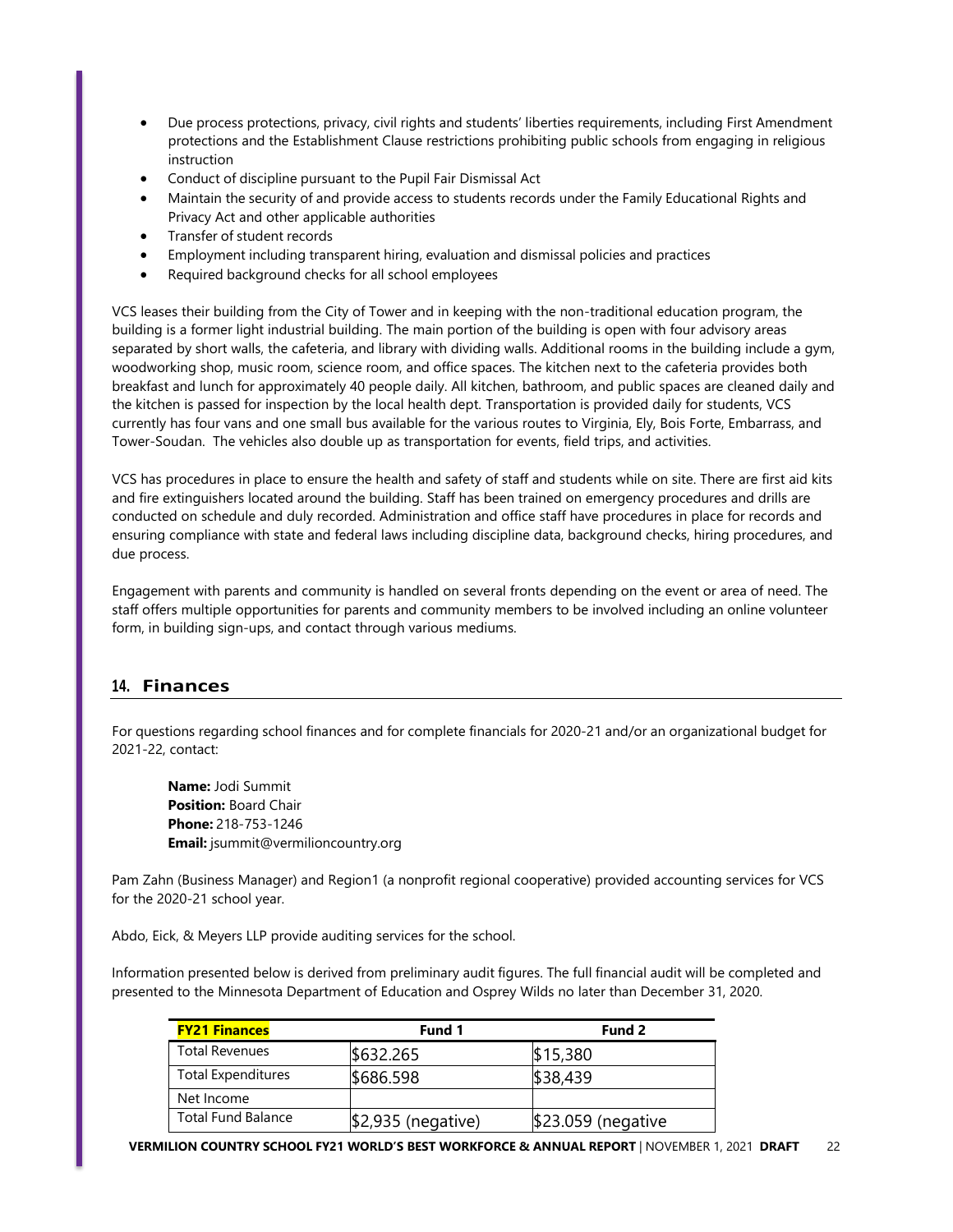- Due process protections, privacy, civil rights and students' liberties requirements, including First Amendment protections and the Establishment Clause restrictions prohibiting public schools from engaging in religious instruction
- Conduct of discipline pursuant to the Pupil Fair Dismissal Act
- Maintain the security of and provide access to students records under the Family Educational Rights and Privacy Act and other applicable authorities
- Transfer of student records
- Employment including transparent hiring, evaluation and dismissal policies and practices
- Required background checks for all school employees

VCS leases their building from the City of Tower and in keeping with the non-traditional education program, the building is a former light industrial building. The main portion of the building is open with four advisory areas separated by short walls, the cafeteria, and library with dividing walls. Additional rooms in the building include a gym, woodworking shop, music room, science room, and office spaces. The kitchen next to the cafeteria provides both breakfast and lunch for approximately 40 people daily. All kitchen, bathroom, and public spaces are cleaned daily and the kitchen is passed for inspection by the local health dept. Transportation is provided daily for students, VCS currently has four vans and one small bus available for the various routes to Virginia, Ely, Bois Forte, Embarrass, and Tower-Soudan. The vehicles also double up as transportation for events, field trips, and activities.

VCS has procedures in place to ensure the health and safety of staff and students while on site. There are first aid kits and fire extinguishers located around the building. Staff has been trained on emergency procedures and drills are conducted on schedule and duly recorded. Administration and office staff have procedures in place for records and ensuring compliance with state and federal laws including discipline data, background checks, hiring procedures, and due process.

Engagement with parents and community is handled on several fronts depending on the event or area of need. The staff offers multiple opportunities for parents and community members to be involved including an online volunteer form, in building sign-ups, and contact through various mediums.

## 14. Finances

For questions regarding school finances and for complete financials for 2020-21 and/or an organizational budget for 2021-22, contact:

**Name:** Jodi Summit
**Position:** Board Chair
**Phone:** 218-753-1246
**Email:** jsummit@vermilioncountry.org

Pam Zahn (Business Manager) and Region1 (a nonprofit regional cooperative) provided accounting services for VCS for the 2020-21 school year.

Abdo, Eick, & Meyers LLP provide auditing services for the school.

Information presented below is derived from preliminary audit figures. The full financial audit will be completed and presented to the Minnesota Department of Education and Osprey Wilds no later than December 31, 2020.

| **FY21 Finances** | **Fund 1** | **Fund 2** |
|---|---|---|
| Total Revenues | $632.265 | $15,380 |
| Total Expenditures | $686.598 | $38,439 |
| Net Income | | |
| Total Fund Balance | $2,935 (negative) | $23.059 (negative |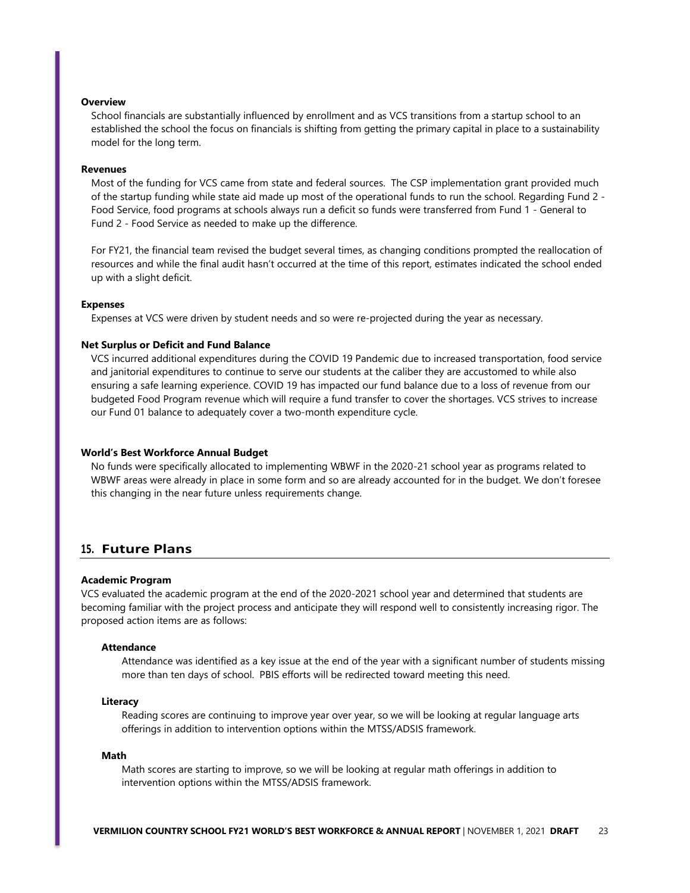**Overview**

School financials are substantially influenced by enrollment and as VCS transitions from a startup school to an established the school the focus on financials is shifting from getting the primary capital in place to a sustainability model for the long term.

**Revenues**

Most of the funding for VCS came from state and federal sources. The CSP implementation grant provided much of the startup funding while state aid made up most of the operational funds to run the school. Regarding Fund 2 - Food Service, food programs at schools always run a deficit so funds were transferred from Fund 1 - General to Fund 2 - Food Service as needed to make up the difference.

For FY21, the financial team revised the budget several times, as changing conditions prompted the reallocation of resources and while the final audit hasn't occurred at the time of this report, estimates indicated the school ended up with a slight deficit.

**Expenses**

Expenses at VCS were driven by student needs and so were re-projected during the year as necessary.

**Net Surplus or Deficit and Fund Balance**

VCS incurred additional expenditures during the COVID 19 Pandemic due to increased transportation, food service and janitorial expenditures to continue to serve our students at the caliber they are accustomed to while also ensuring a safe learning experience. COVID 19 has impacted our fund balance due to a loss of revenue from our budgeted Food Program revenue which will require a fund transfer to cover the shortages. VCS strives to increase our Fund 01 balance to adequately cover a two-month expenditure cycle.

**World's Best Workforce Annual Budget**

No funds were specifically allocated to implementing WBWF in the 2020-21 school year as programs related to WBWF areas were already in place in some form and so are already accounted for in the budget. We don't foresee this changing in the near future unless requirements change.

## 15. Future Plans

**Academic Program**

VCS evaluated the academic program at the end of the 2020-2021 school year and determined that students are becoming familiar with the project process and anticipate they will respond well to consistently increasing rigor. The proposed action items are as follows:

**Attendance**

Attendance was identified as a key issue at the end of the year with a significant number of students missing more than ten days of school. PBIS efforts will be redirected toward meeting this need.

**Literacy**

Reading scores are continuing to improve year over year, so we will be looking at regular language arts offerings in addition to intervention options within the MTSS/ADSIS framework.

**Math**

Math scores are starting to improve, so we will be looking at regular math offerings in addition to intervention options within the MTSS/ADSIS framework.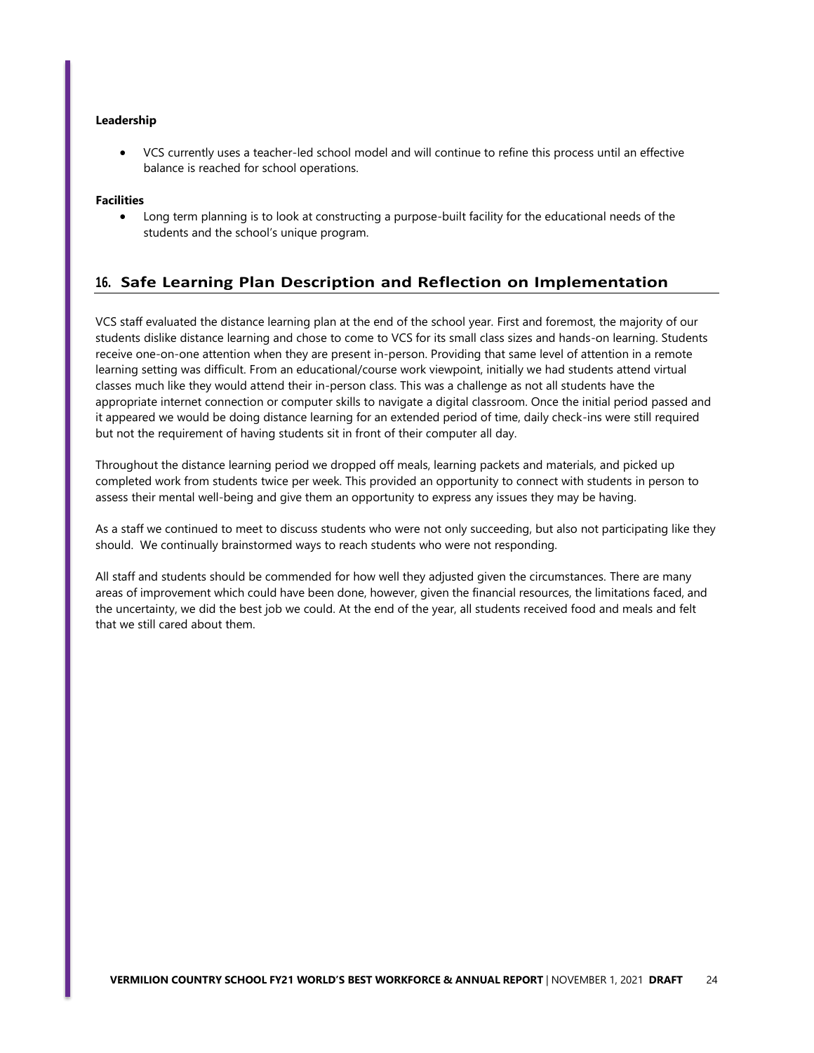**Leadership**

- VCS currently uses a teacher-led school model and will continue to refine this process until an effective balance is reached for school operations.

**Facilities**

- Long term planning is to look at constructing a purpose-built facility for the educational needs of the students and the school's unique program.

## 16. Safe Learning Plan Description and Reflection on Implementation

VCS staff evaluated the distance learning plan at the end of the school year. First and foremost, the majority of our students dislike distance learning and chose to come to VCS for its small class sizes and hands-on learning. Students receive one-on-one attention when they are present in-person. Providing that same level of attention in a remote learning setting was difficult. From an educational/course work viewpoint, initially we had students attend virtual classes much like they would attend their in-person class. This was a challenge as not all students have the appropriate internet connection or computer skills to navigate a digital classroom. Once the initial period passed and it appeared we would be doing distance learning for an extended period of time, daily check-ins were still required but not the requirement of having students sit in front of their computer all day.

Throughout the distance learning period we dropped off meals, learning packets and materials, and picked up completed work from students twice per week. This provided an opportunity to connect with students in person to assess their mental well-being and give them an opportunity to express any issues they may be having.

As a staff we continued to meet to discuss students who were not only succeeding, but also not participating like they should. We continually brainstormed ways to reach students who were not responding.

All staff and students should be commended for how well they adjusted given the circumstances. There are many areas of improvement which could have been done, however, given the financial resources, the limitations faced, and the uncertainty, we did the best job we could. At the end of the year, all students received food and meals and felt that we still cared about them.